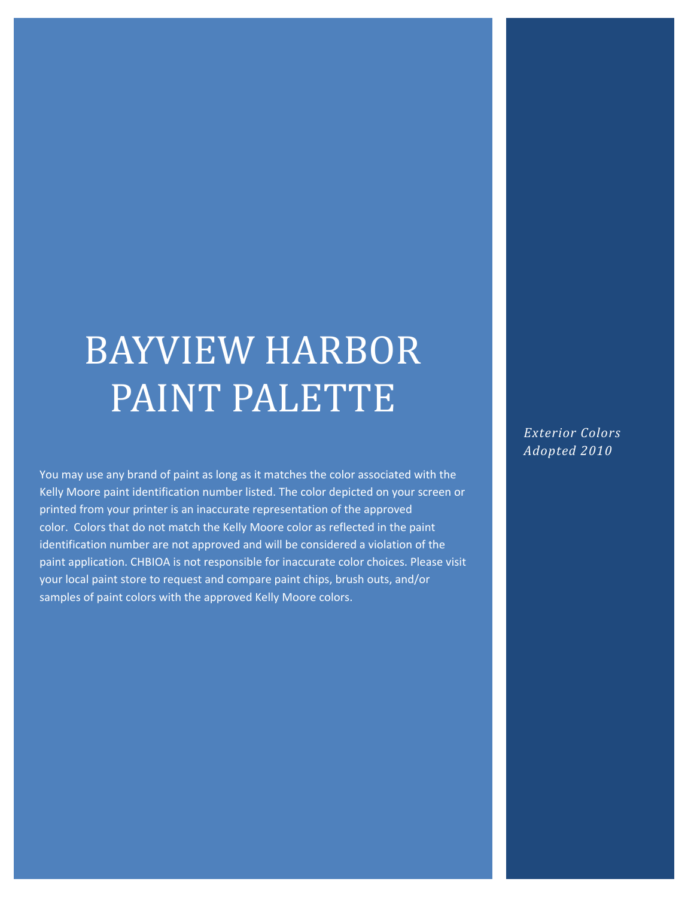# BAYVIEW HARBOR PAINT PALETTE

You may use any brand of paint as long as it matches the color associated with the Kelly Moore paint identification number listed. The color depicted on your screen or printed from your printer is an inaccurate representation of the approved color. Colors that do not match the Kelly Moore color as reflected in the paint identification number are not approved and will be considered a violation of the paint application. CHBIOA is not responsible for inaccurate color choices. Please visit your local paint store to request and compare paint chips, brush outs, and/or samples of paint colors with the approved Kelly Moore colors.

*Exterior Colors*
*Adopted 2010*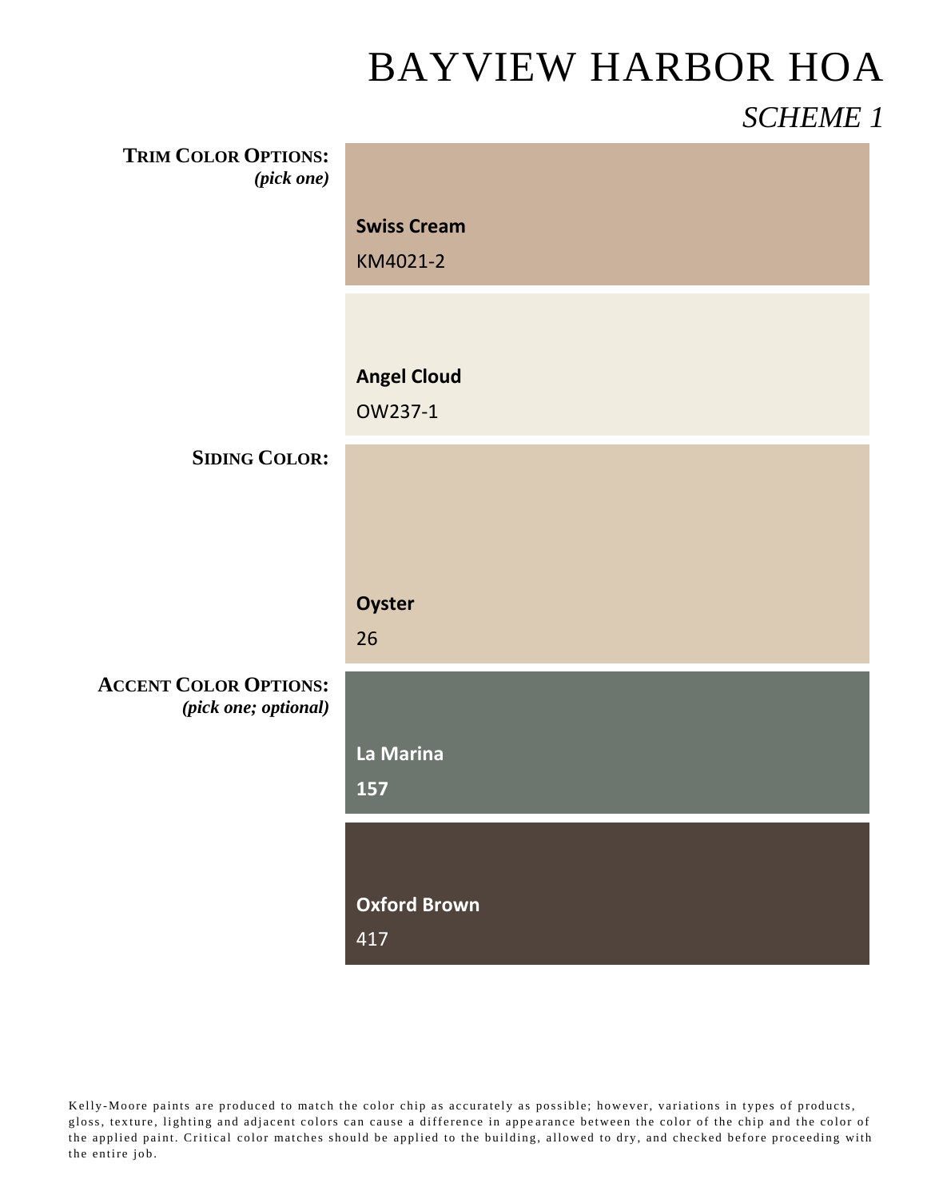# BAYVIEW HARBOR HOA

## *SCHEME 1*

**TRIM COLOR OPTIONS:**
*(pick one)*

**Swiss Cream**
KM4021-2

**Angel Cloud**
OW237-1

**SIDING COLOR:**

**Oyster**
26

**ACCENT COLOR OPTIONS:**
*(pick one; optional)*

**La Marina**
**157**

**Oxford Brown**
417

Kelly-Moore paints are produced to match the color chip as accurately as possible; however, variations in types of products, gloss, texture, lighting and adjacent colors can cause a difference in appearance between the color of the chip and the color of the applied paint. Critical color matches should be applied to the building, allowed to dry, and checked before proceeding with the entire job.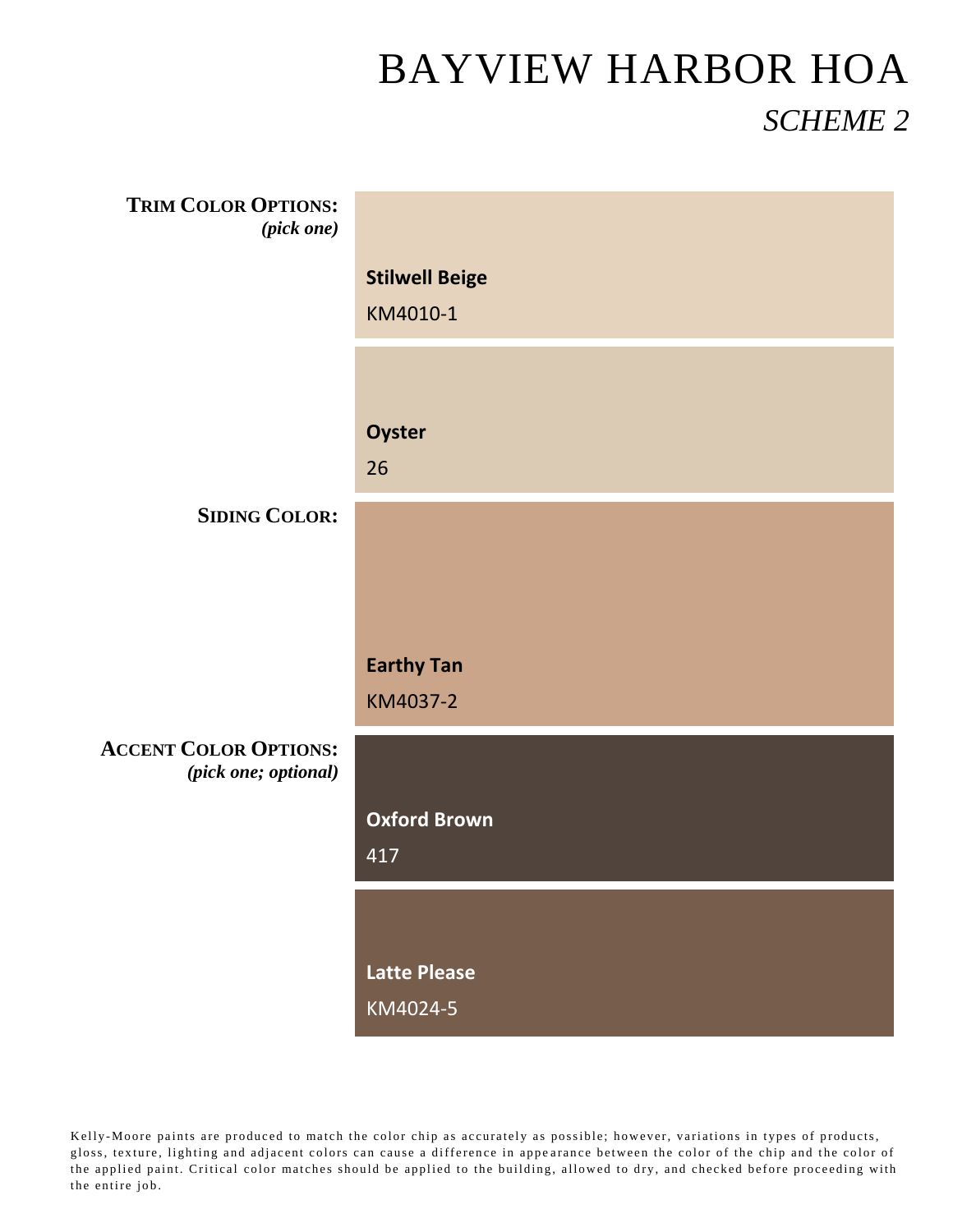# BAYVIEW HARBOR HOA

## *SCHEME 2*

**TRIM COLOR OPTIONS:**
*(pick one)*

**Stilwell Beige**
KM4010-1

**Oyster**
26

**SIDING COLOR:**

**Earthy Tan**
KM4037-2

**ACCENT COLOR OPTIONS:**
*(pick one; optional)*

**Oxford Brown**
417

**Latte Please**
KM4024-5

Kelly-Moore paints are produced to match the color chip as accurately as possible; however, variations in types of products, gloss, texture, lighting and adjacent colors can cause a difference in appearance between the color of the chip and the color of the applied paint. Critical color matches should be applied to the building, allowed to dry, and checked before proceeding with the entire job.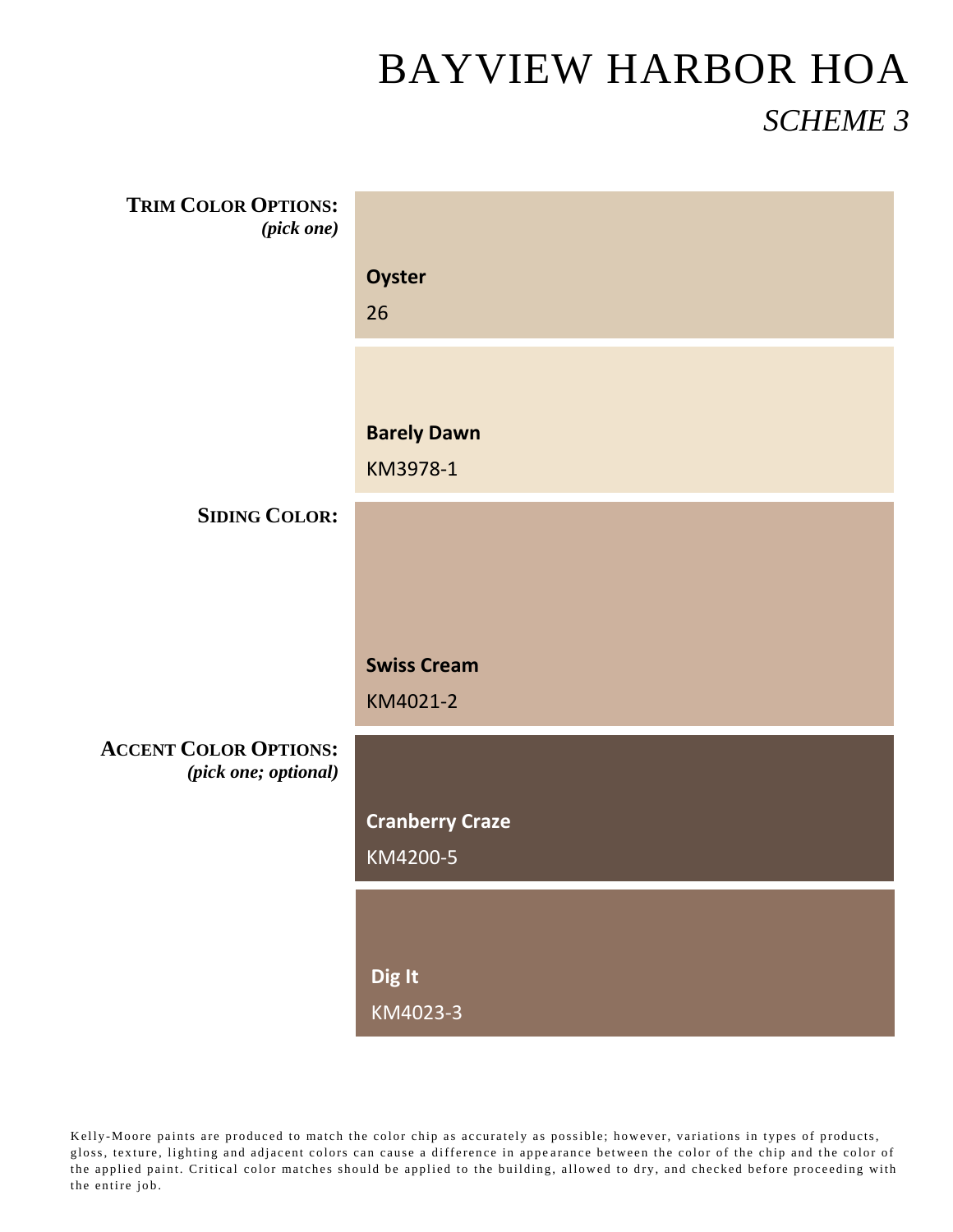# BAYVIEW HARBOR HOA

## *SCHEME 3*

**TRIM COLOR OPTIONS:**
***(pick one)***

**Oyster**
26

**Barely Dawn**
KM3978-1

**SIDING COLOR:**

**Swiss Cream**
KM4021-2

**ACCENT COLOR OPTIONS:**
***(pick one; optional)***

**Cranberry Craze**
KM4200-5

**Dig It**
KM4023-3

Kelly-Moore paints are produced to match the color chip as accurately as possible; however, variations in types of products, gloss, texture, lighting and adjacent colors can cause a difference in appearance between the color of the chip and the color of the applied paint. Critical color matches should be applied to the building, allowed to dry, and checked before proceeding with the entire job.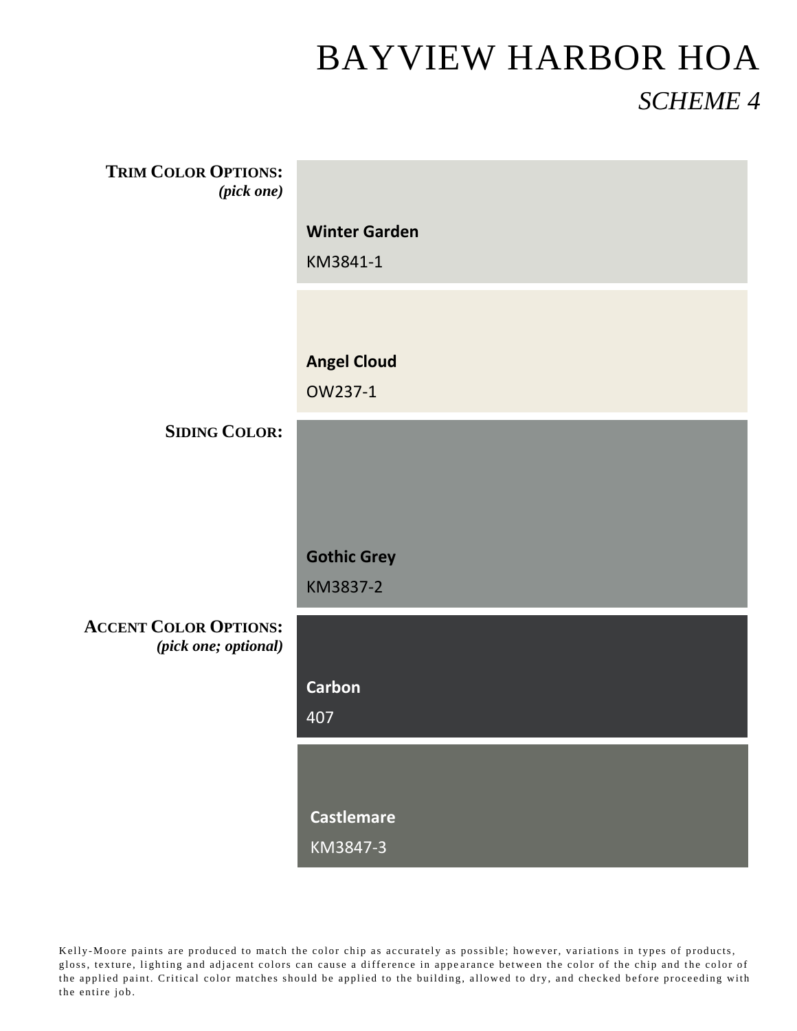# BAYVIEW HARBOR HOA

## *SCHEME 4*

**TRIM COLOR OPTIONS:**
*(pick one)*

**Winter Garden**
KM3841-1

**Angel Cloud**
OW237-1

**SIDING COLOR:**

**Gothic Grey**
KM3837-2

**ACCENT COLOR OPTIONS:**
*(pick one; optional)*

**Carbon**
407

**Castlemare**
KM3847-3

Kelly-Moore paints are produced to match the color chip as accurately as possible; however, variations in types of products, gloss, texture, lighting and adjacent colors can cause a difference in appearance between the color of the chip and the color of the applied paint. Critical color matches should be applied to the building, allowed to dry, and checked before proceeding with the entire job.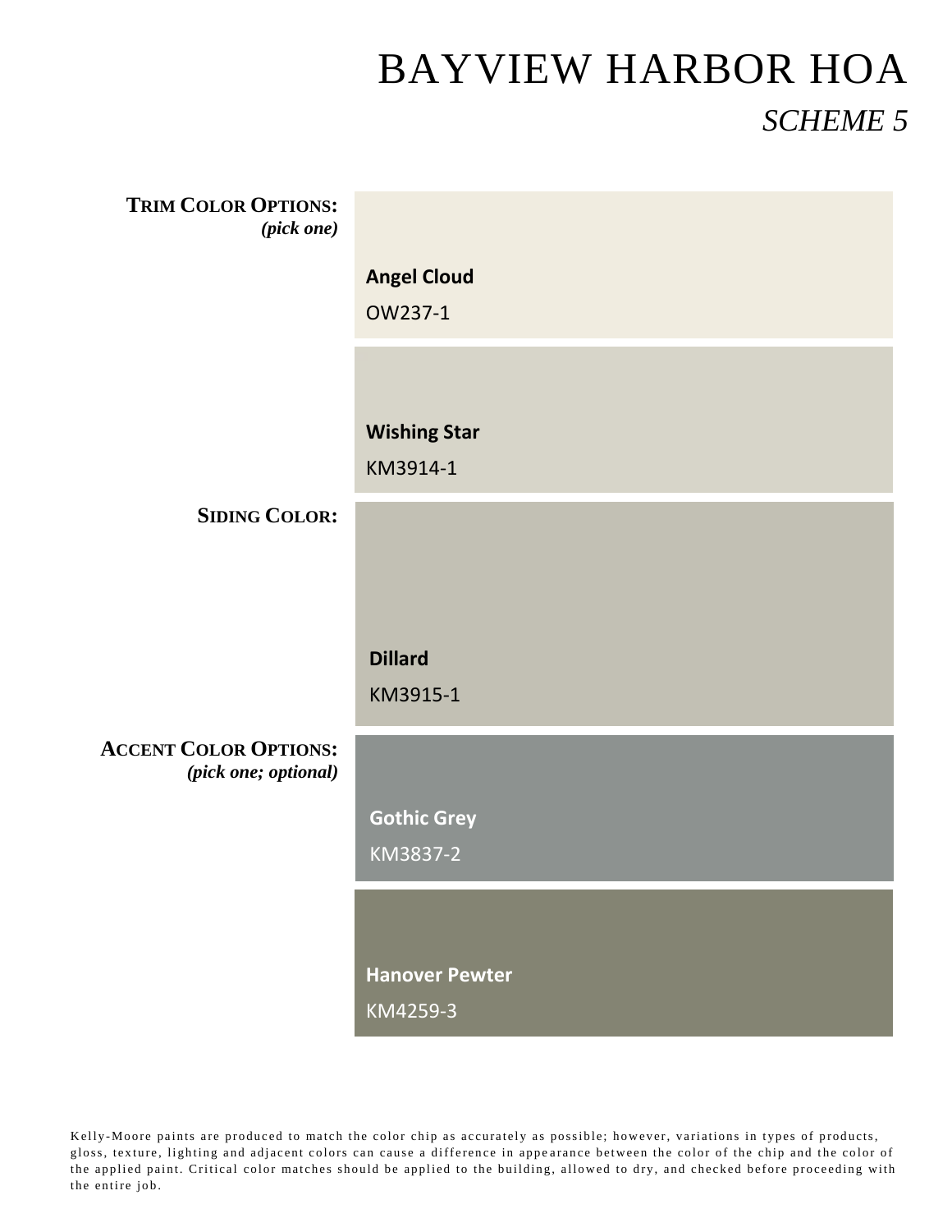# BAYVIEW HARBOR HOA

## *SCHEME 5*

**TRIM COLOR OPTIONS:**
*(pick one)*

**Angel Cloud**
OW237-1

**Wishing Star**
KM3914-1

**SIDING COLOR:**

**Dillard**
KM3915-1

**ACCENT COLOR OPTIONS:**
*(pick one; optional)*

**Gothic Grey**
KM3837-2

**Hanover Pewter**
KM4259-3

Kelly-Moore paints are produced to match the color chip as accurately as possible; however, variations in types of products, gloss, texture, lighting and adjacent colors can cause a difference in appearance between the color of the chip and the color of the applied paint. Critical color matches should be applied to the building, allowed to dry, and checked before proceeding with the entire job.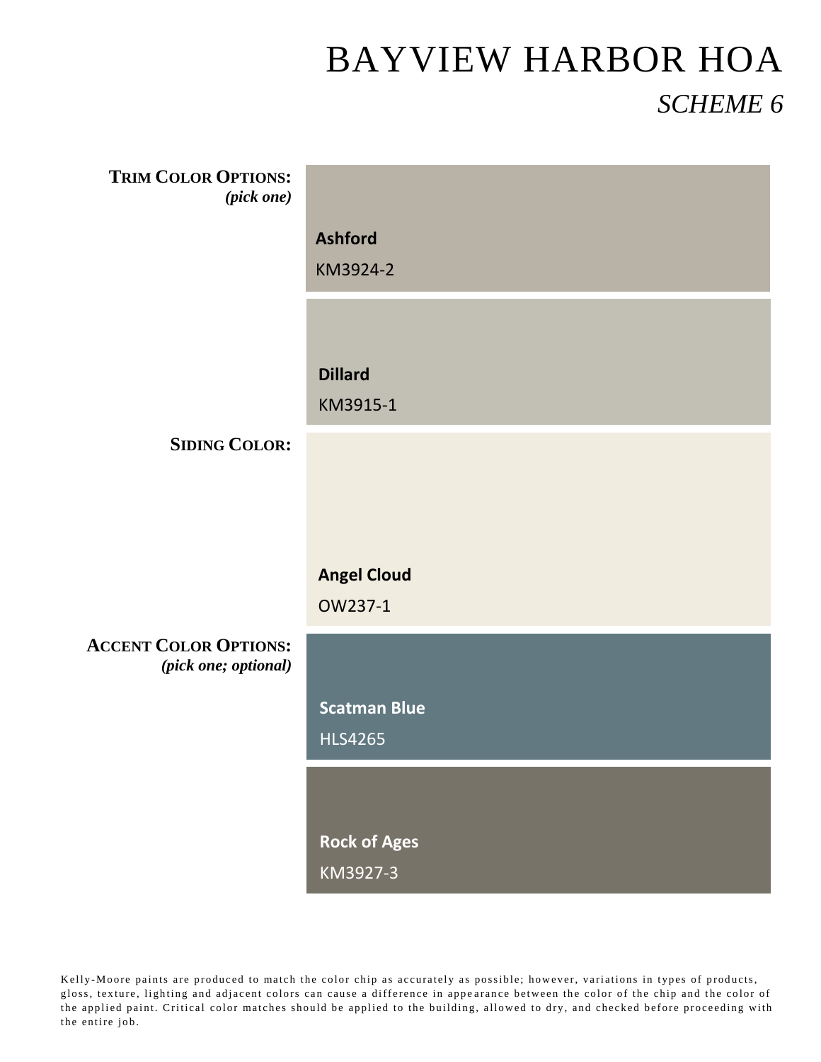# BAYVIEW HARBOR HOA

## *SCHEME 6*

**TRIM COLOR OPTIONS:**
*(pick one)*

**Ashford**
KM3924-2

**Dillard**
KM3915-1

**SIDING COLOR:**

**Angel Cloud**
OW237-1

**ACCENT COLOR OPTIONS:**
*(pick one; optional)*

**Scatman Blue**
HLS4265

**Rock of Ages**
KM3927-3

Kelly-Moore paints are produced to match the color chip as accurately as possible; however, variations in types of products, gloss, texture, lighting and adjacent colors can cause a difference in appearance between the color of the chip and the color of the applied paint. Critical color matches should be applied to the building, allowed to dry, and checked before proceeding with the entire job.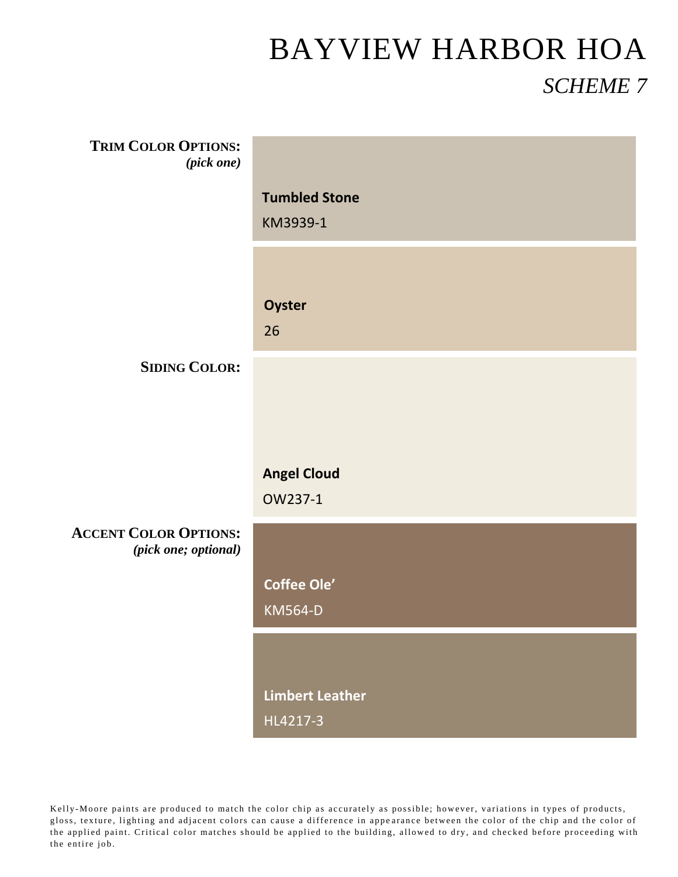# BAYVIEW HARBOR HOA

## *SCHEME 7*

**TRIM COLOR OPTIONS:**
***(pick one)***

**Tumbled Stone**
KM3939-1

**Oyster**
26

**SIDING COLOR:**

**Angel Cloud**
OW237-1

**ACCENT COLOR OPTIONS:**
***(pick one; optional)***

**Coffee Ole'**
KM564-D

**Limbert Leather**
HL4217-3

Kelly-Moore paints are produced to match the color chip as accurately as possible; however, variations in types of products, gloss, texture, lighting and adjacent colors can cause a difference in appearance between the color of the chip and the color of the applied paint. Critical color matches should be applied to the building, allowed to dry, and checked before proceeding with the entire job.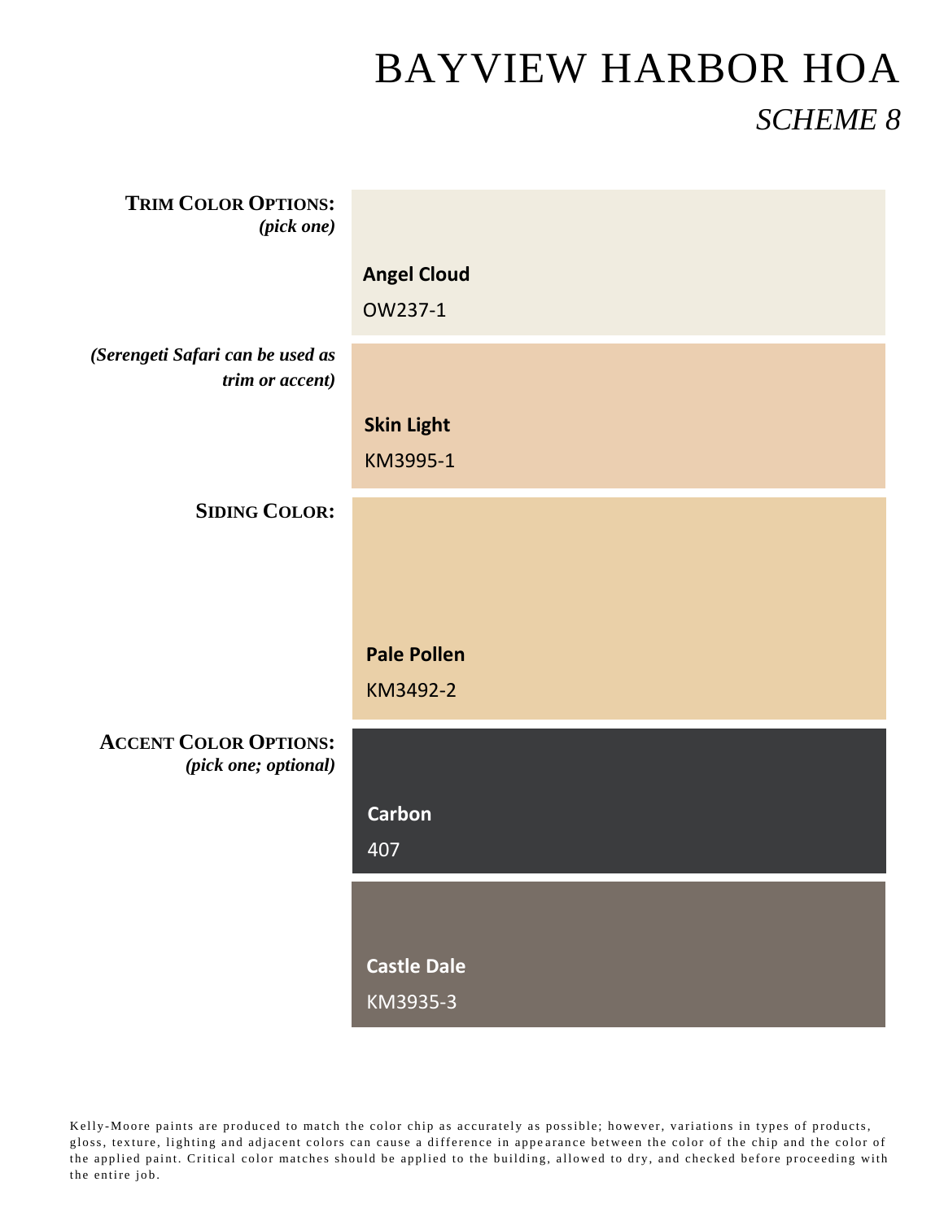# BAYVIEW HARBOR HOA

## *SCHEME 8*

**TRIM COLOR OPTIONS:**
*(pick one)*

**Angel Cloud**
OW237-1

*(Serengeti Safari can be used as trim or accent)*

**Skin Light**
KM3995-1

**SIDING COLOR:**

**Pale Pollen**
KM3492-2

**ACCENT COLOR OPTIONS:**
*(pick one; optional)*

**Carbon**
407

**Castle Dale**
KM3935-3

Kelly-Moore paints are produced to match the color chip as accurately as possible; however, variations in types of products, gloss, texture, lighting and adjacent colors can cause a difference in appearance between the color of the chip and the color of the applied paint. Critical color matches should be applied to the building, allowed to dry, and checked before proceeding with the entire job.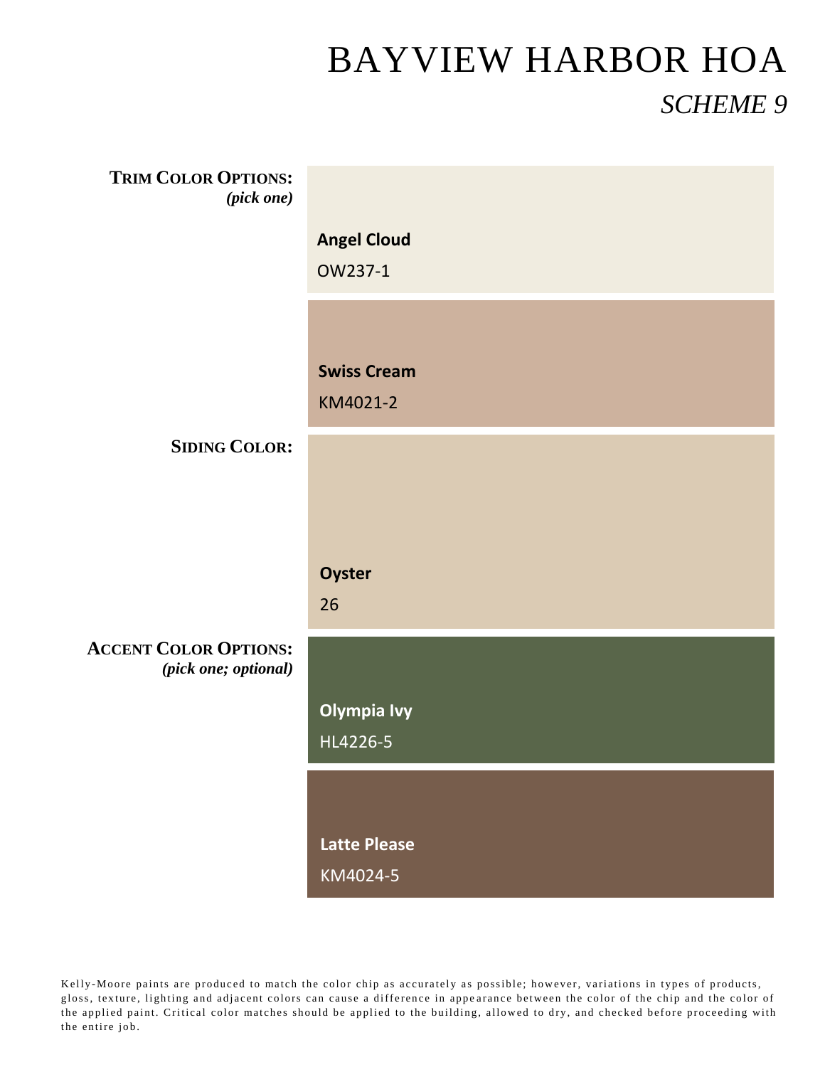# BAYVIEW HARBOR HOA

## *SCHEME 9*

**TRIM COLOR OPTIONS:**
***(pick one)***

**Angel Cloud**
OW237-1

**Swiss Cream**
KM4021-2

**SIDING COLOR:**

**Oyster**
26

**ACCENT COLOR OPTIONS:**
***(pick one; optional)***

**Olympia Ivy**
HL4226-5

**Latte Please**
KM4024-5

Kelly-Moore paints are produced to match the color chip as accurately as possible; however, variations in types of products, gloss, texture, lighting and adjacent colors can cause a difference in appearance between the color of the chip and the color of the applied paint. Critical color matches should be applied to the building, allowed to dry, and checked before proceeding with the entire job.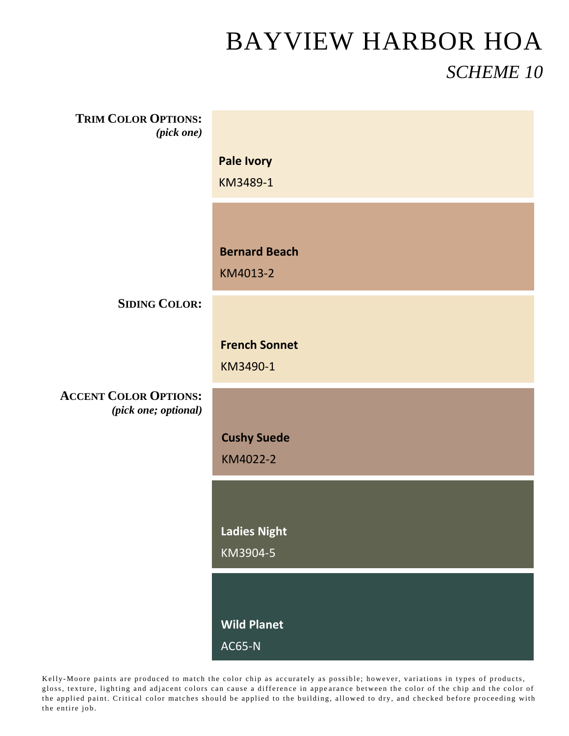# BAYVIEW HARBOR HOA

## *SCHEME 10*

**TRIM COLOR OPTIONS:**
***(pick one)***

**Pale Ivory**
KM3489-1

**Bernard Beach**
KM4013-2

**SIDING COLOR:**

**French Sonnet**
KM3490-1

**ACCENT COLOR OPTIONS:**
***(pick one; optional)***

**Cushy Suede**
KM4022-2

**Ladies Night**
KM3904-5

**Wild Planet**
AC65-N

Kelly-Moore paints are produced to match the color chip as accurately as possible; however, variations in types of products, gloss, texture, lighting and adjacent colors can cause a difference in appearance between the color of the chip and the color of the applied paint. Critical color matches should be applied to the building, allowed to dry, and checked before proceeding with the entire job.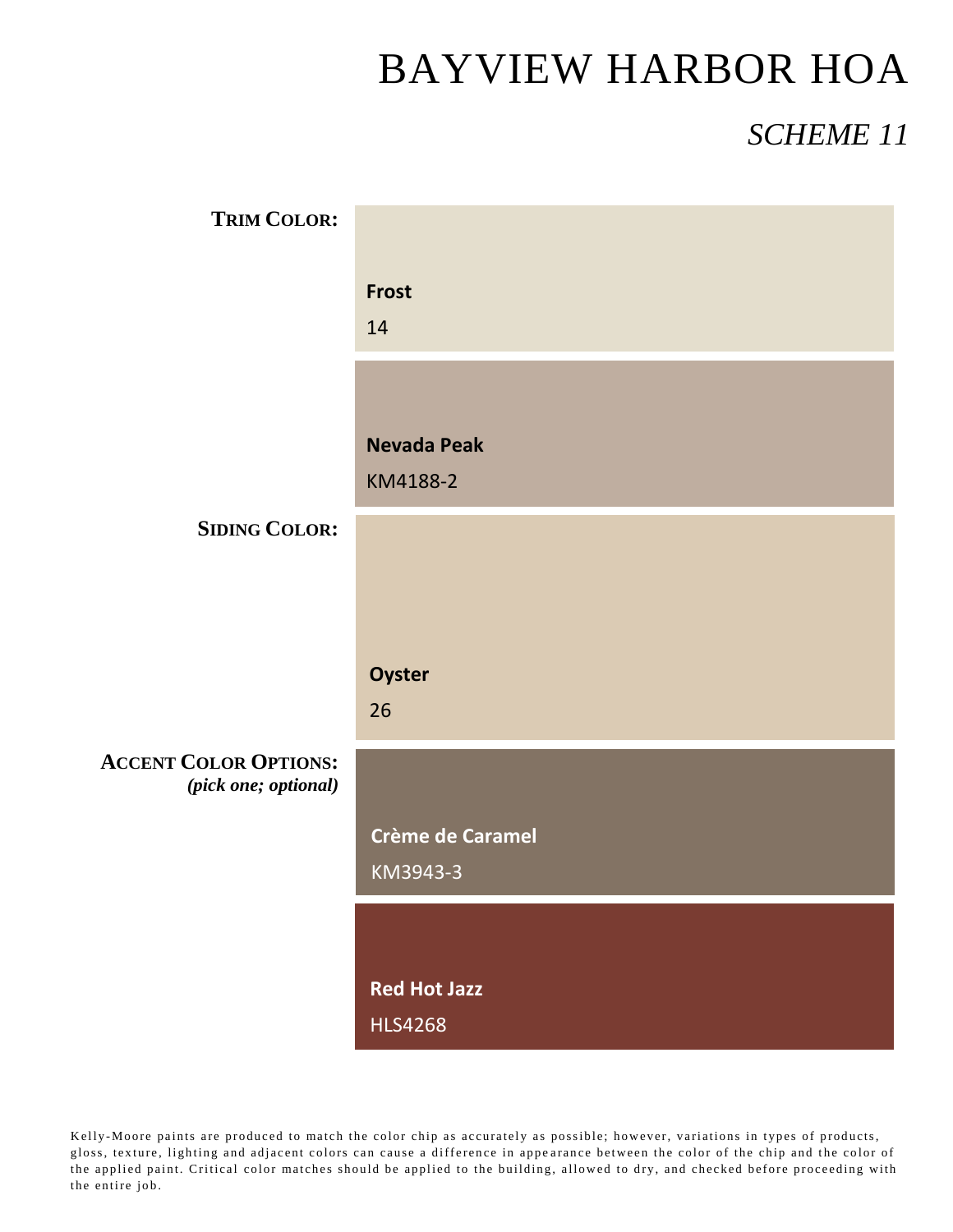# BAYVIEW HARBOR HOA

## *SCHEME 11*

**TRIM COLOR:**

**Frost**
14

**Nevada Peak**
KM4188-2

**SIDING COLOR:**

**Oyster**
26

**ACCENT COLOR OPTIONS:**
***(pick one; optional)***

**Crème de Caramel**
KM3943-3

**Red Hot Jazz**
HLS4268

Kelly-Moore paints are produced to match the color chip as accurately as possible; however, variations in types of products, gloss, texture, lighting and adjacent colors can cause a difference in appearance between the color of the chip and the color of the applied paint. Critical color matches should be applied to the building, allowed to dry, and checked before proceeding with the entire job.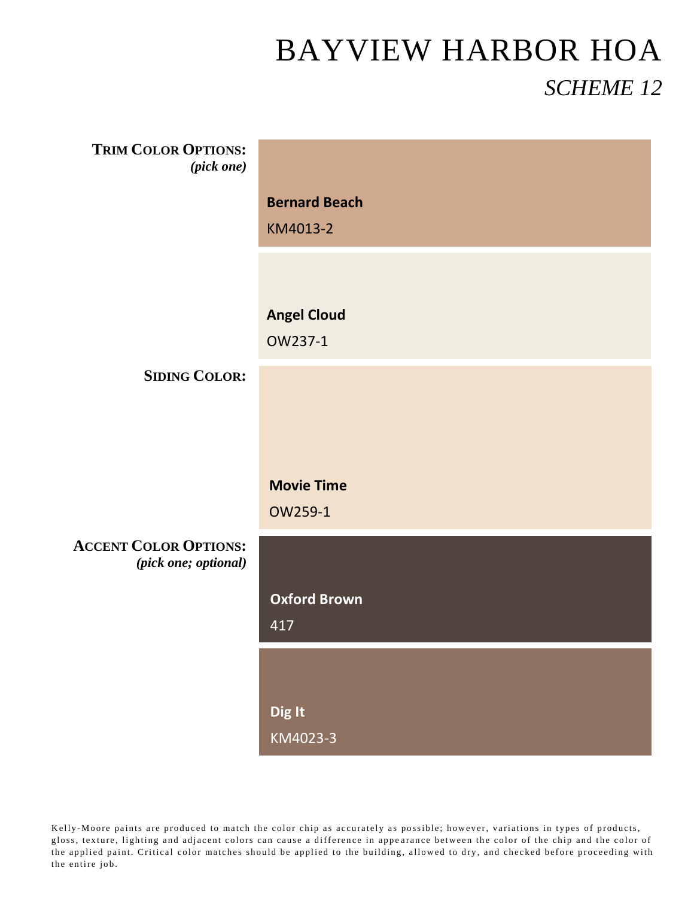# BAYVIEW HARBOR HOA

## *SCHEME 12*

**TRIM COLOR OPTIONS:**
***(pick one)***

**Bernard Beach**
KM4013-2

**Angel Cloud**
OW237-1

**SIDING COLOR:**

**Movie Time**
OW259-1

**ACCENT COLOR OPTIONS:**
***(pick one; optional)***

**Oxford Brown**
417

**Dig It**
KM4023-3

Kelly-Moore paints are produced to match the color chip as accurately as possible; however, variations in types of products, gloss, texture, lighting and adjacent colors can cause a difference in appearance between the color of the chip and the color of the applied paint. Critical color matches should be applied to the building, allowed to dry, and checked before proceeding with the entire job.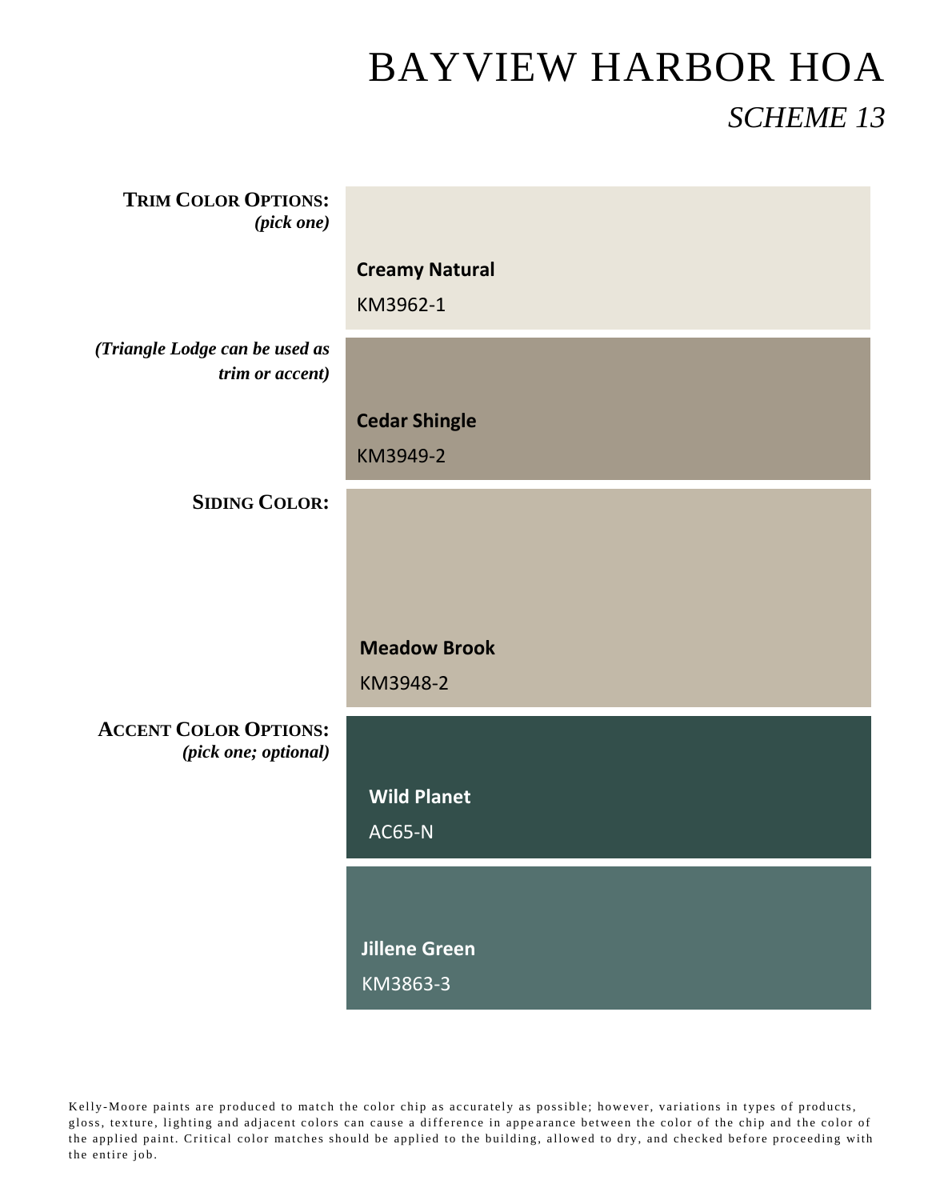# BAYVIEW HARBOR HOA

## *SCHEME 13*

**TRIM COLOR OPTIONS:**
*(pick one)*

**Creamy Natural**
KM3962-1

***(Triangle Lodge can be used as trim or accent)***

**Cedar Shingle**
KM3949-2

**SIDING COLOR:**

**Meadow Brook**
KM3948-2

**ACCENT COLOR OPTIONS:**
***(pick one; optional)***

**Wild Planet**
AC65-N

**Jillene Green**
KM3863-3

Kelly-Moore paints are produced to match the color chip as accurately as possible; however, variations in types of products, gloss, texture, lighting and adjacent colors can cause a difference in appearance between the color of the chip and the color of the applied paint. Critical color matches should be applied to the building, allowed to dry, and checked before proceeding with the entire job.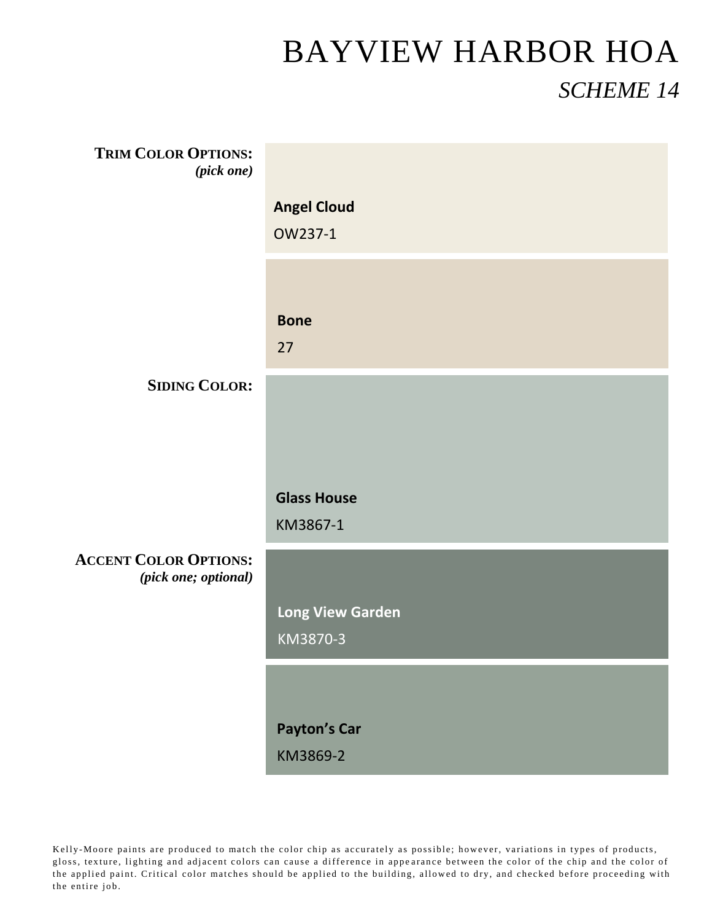# BAYVIEW HARBOR HOA

## *SCHEME 14*

**TRIM COLOR OPTIONS:**
*(pick one)*

**Angel Cloud**
OW237-1

**Bone**
27

**SIDING COLOR:**

**Glass House**
KM3867-1

**ACCENT COLOR OPTIONS:**
*(pick one; optional)*

**Long View Garden**
KM3870-3

**Payton's Car**
KM3869-2

Kelly-Moore paints are produced to match the color chip as accurately as possible; however, variations in types of products, gloss, texture, lighting and adjacent colors can cause a difference in appearance between the color of the chip and the color of the applied paint. Critical color matches should be applied to the building, allowed to dry, and checked before proceeding with the entire job.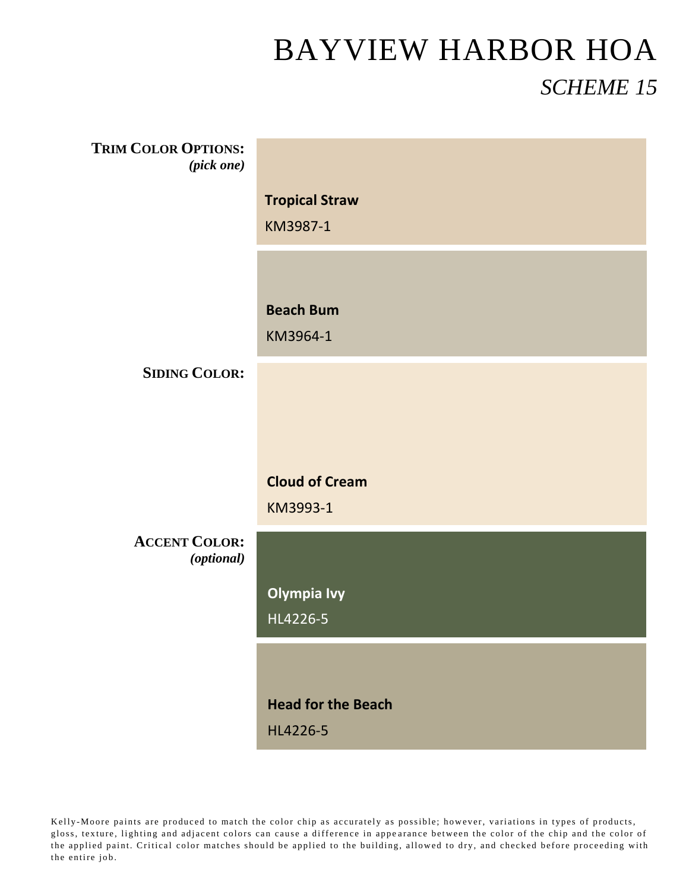# BAYVIEW HARBOR HOA

## *SCHEME 15*

**TRIM COLOR OPTIONS:**
*(pick one)*

**Tropical Straw**
KM3987-1

**Beach Bum**
KM3964-1

**SIDING COLOR:**

**Cloud of Cream**
KM3993-1

**ACCENT COLOR:**
*(optional)*

**Olympia Ivy**
HL4226-5

**Head for the Beach**
HL4226-5

Kelly-Moore paints are produced to match the color chip as accurately as possible; however, variations in types of products, gloss, texture, lighting and adjacent colors can cause a difference in appearance between the color of the chip and the color of the applied paint. Critical color matches should be applied to the building, allowed to dry, and checked before proceeding with the entire job.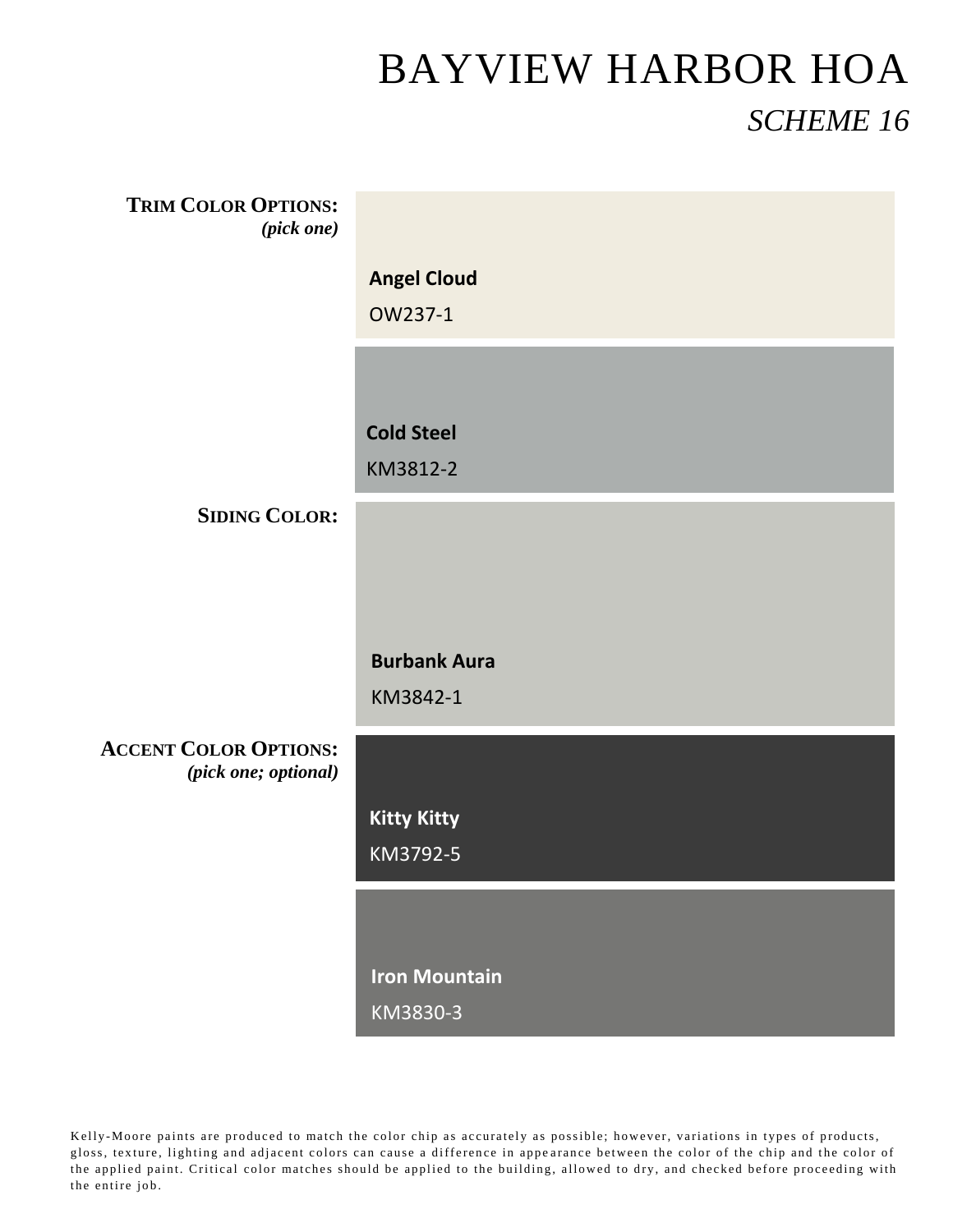# BAYVIEW HARBOR HOA

## *SCHEME 16*

**TRIM COLOR OPTIONS:**
*(pick one)*

**Angel Cloud**
OW237-1

**Cold Steel**
KM3812-2

**SIDING COLOR:**

**Burbank Aura**
KM3842-1

**ACCENT COLOR OPTIONS:**
*(pick one; optional)*

**Kitty Kitty**
KM3792-5

**Iron Mountain**
KM3830-3

Kelly-Moore paints are produced to match the color chip as accurately as possible; however, variations in types of products, gloss, texture, lighting and adjacent colors can cause a difference in appearance between the color of the chip and the color of the applied paint. Critical color matches should be applied to the building, allowed to dry, and checked before proceeding with the entire job.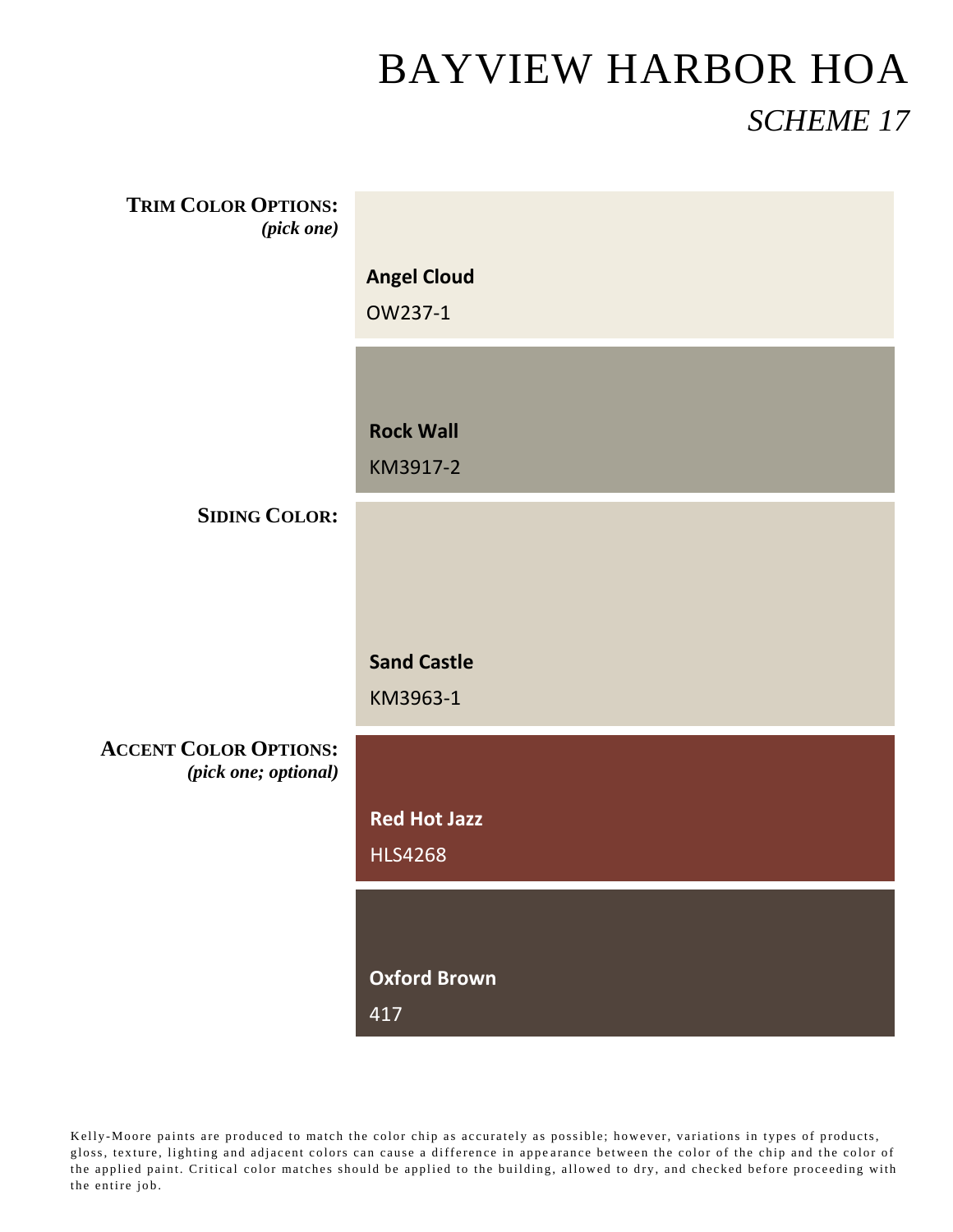# BAYVIEW HARBOR HOA

## *SCHEME 17*

**TRIM COLOR OPTIONS:**
*(pick one)*

**Angel Cloud**
OW237-1

**Rock Wall**
KM3917-2

**SIDING COLOR:**

**Sand Castle**
KM3963-1

**ACCENT COLOR OPTIONS:**
*(pick one; optional)*

**Red Hot Jazz**
HLS4268

**Oxford Brown**
417

Kelly-Moore paints are produced to match the color chip as accurately as possible; however, variations in types of products, gloss, texture, lighting and adjacent colors can cause a difference in appearance between the color of the chip and the color of the applied paint. Critical color matches should be applied to the building, allowed to dry, and checked before proceeding with the entire job.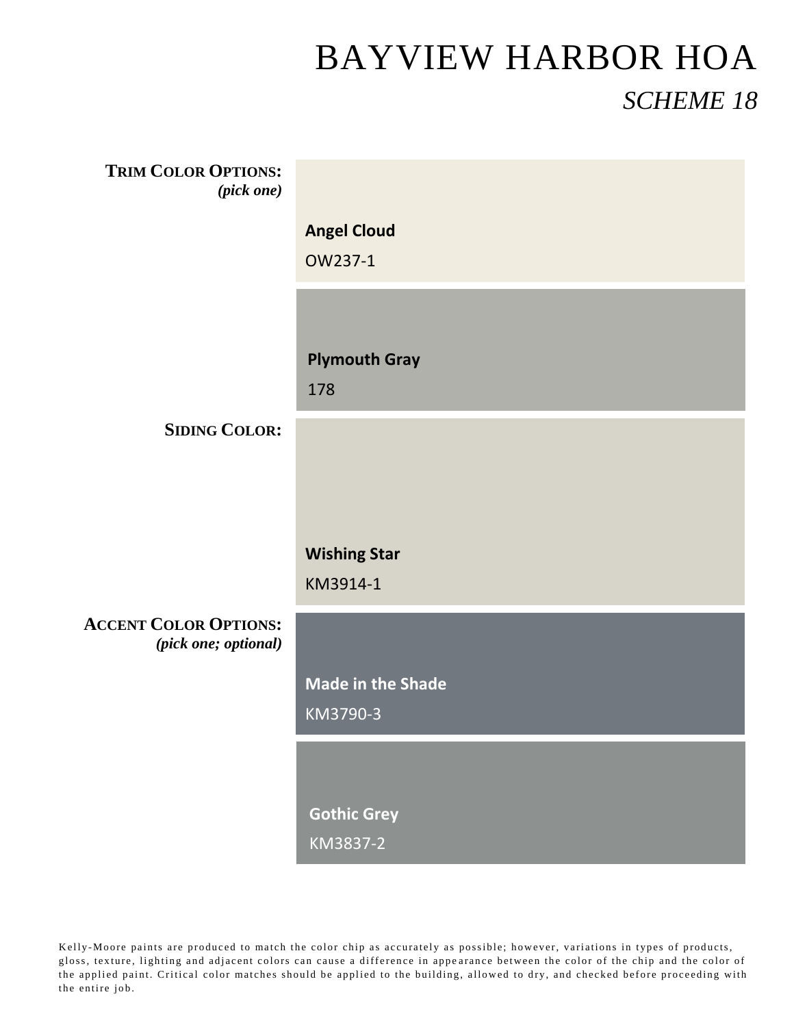# BAYVIEW HARBOR HOA

## *SCHEME 18*

**TRIM COLOR OPTIONS:**
***(pick one)***

**Angel Cloud**
OW237-1

**Plymouth Gray**
178

**SIDING COLOR:**

**Wishing Star**
KM3914-1

**ACCENT COLOR OPTIONS:**
***(pick one; optional)***

**Made in the Shade**
KM3790-3

**Gothic Grey**
KM3837-2

Kelly-Moore paints are produced to match the color chip as accurately as possible; however, variations in types of products, gloss, texture, lighting and adjacent colors can cause a difference in appearance between the color of the chip and the color of the applied paint. Critical color matches should be applied to the building, allowed to dry, and checked before proceeding with the entire job.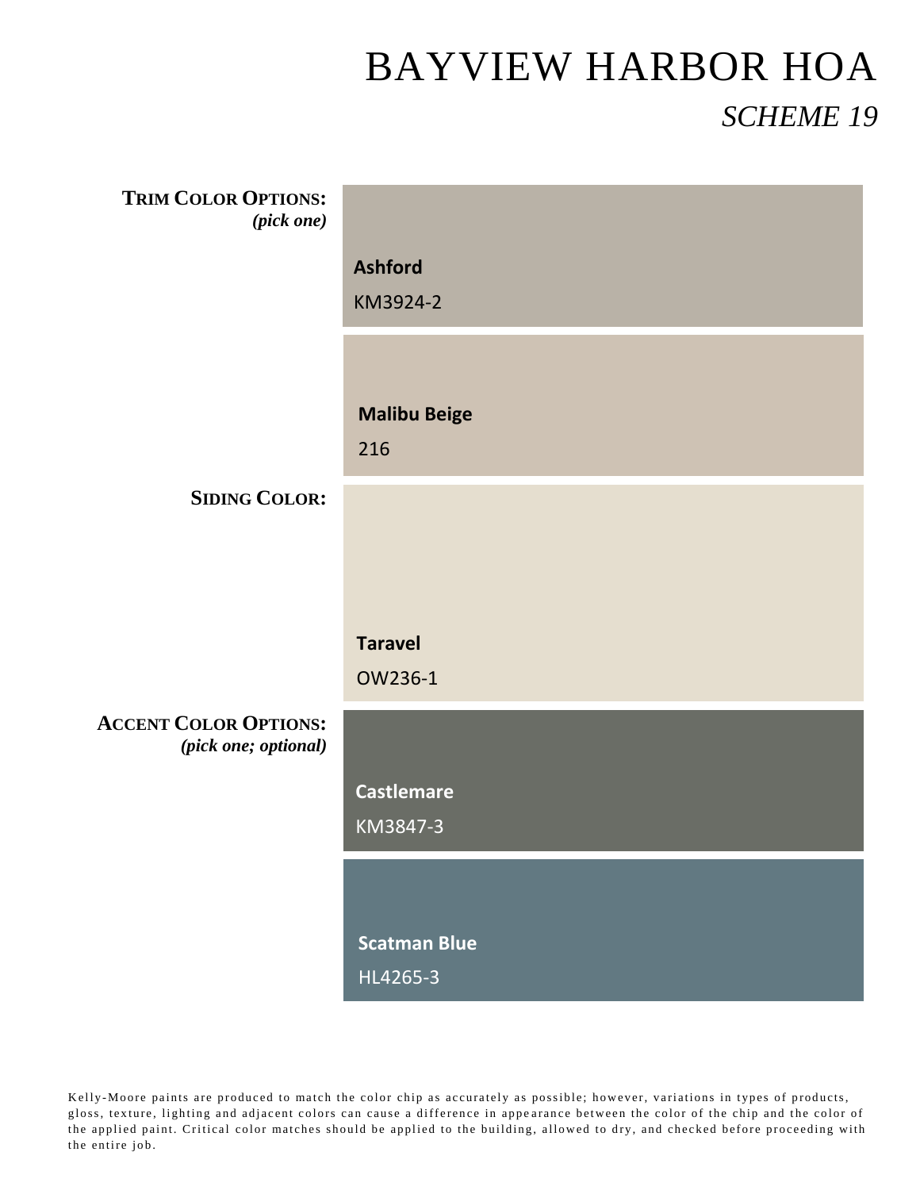# BAYVIEW HARBOR HOA

## *SCHEME 19*

**TRIM COLOR OPTIONS:**
*(pick one)*

**Ashford**
KM3924-2

**Malibu Beige**
216

**SIDING COLOR:**

**Taravel**
OW236-1

**ACCENT COLOR OPTIONS:**
*(pick one; optional)*

**Castlemare**
KM3847-3

**Scatman Blue**
HL4265-3

Kelly-Moore paints are produced to match the color chip as accurately as possible; however, variations in types of products, gloss, texture, lighting and adjacent colors can cause a difference in appearance between the color of the chip and the color of the applied paint. Critical color matches should be applied to the building, allowed to dry, and checked before proceeding with the entire job.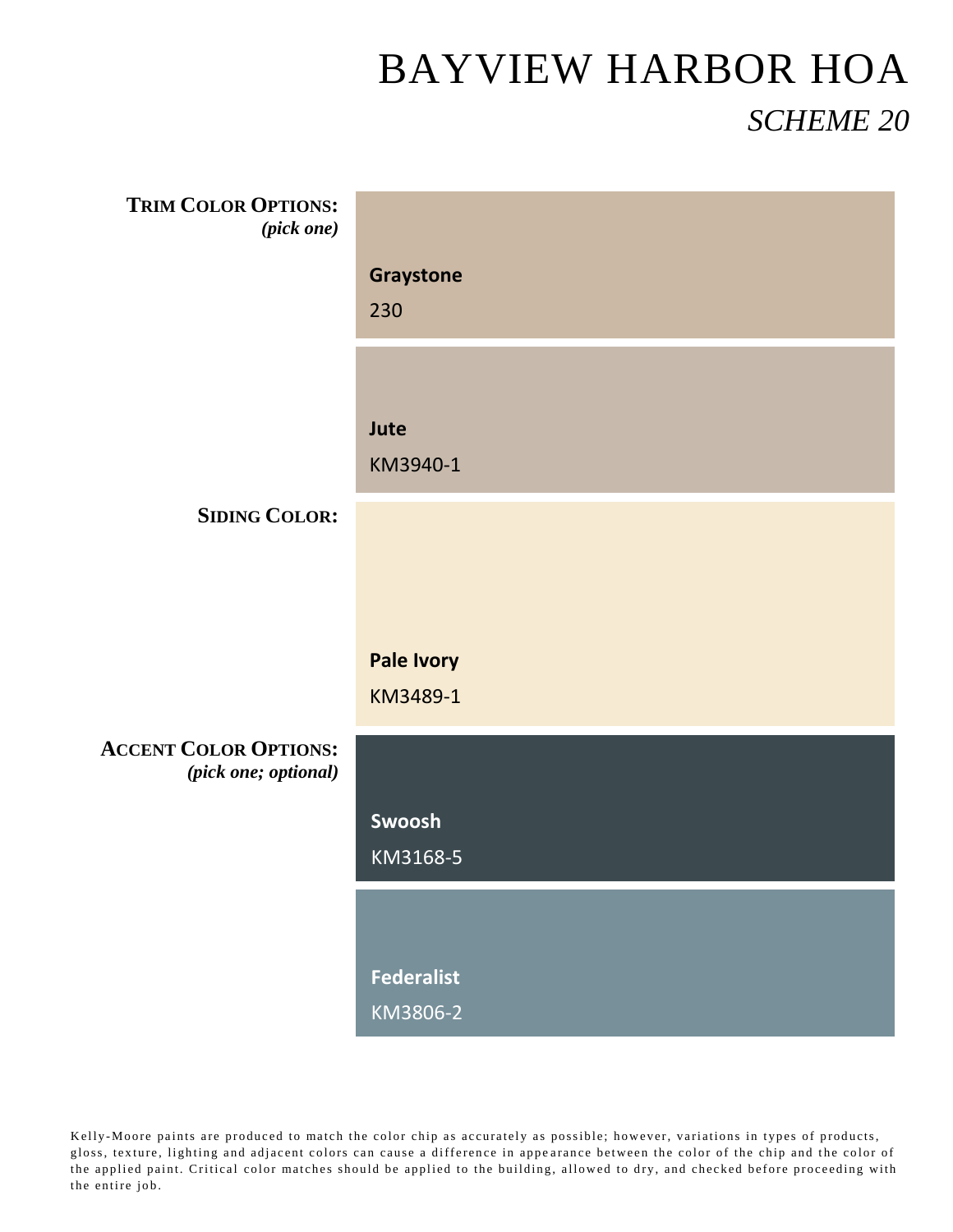# BAYVIEW HARBOR HOA

## *SCHEME 20*

**TRIM COLOR OPTIONS:**
***(pick one)***

**Graystone**
230

**Jute**
KM3940-1

**SIDING COLOR:**

**Pale Ivory**
KM3489-1

**ACCENT COLOR OPTIONS:**
***(pick one; optional)***

**Swoosh**
KM3168-5

**Federalist**
KM3806-2

Kelly-Moore paints are produced to match the color chip as accurately as possible; however, variations in types of products, gloss, texture, lighting and adjacent colors can cause a difference in appearance between the color of the chip and the color of the applied paint. Critical color matches should be applied to the building, allowed to dry, and checked before proceeding with the entire job.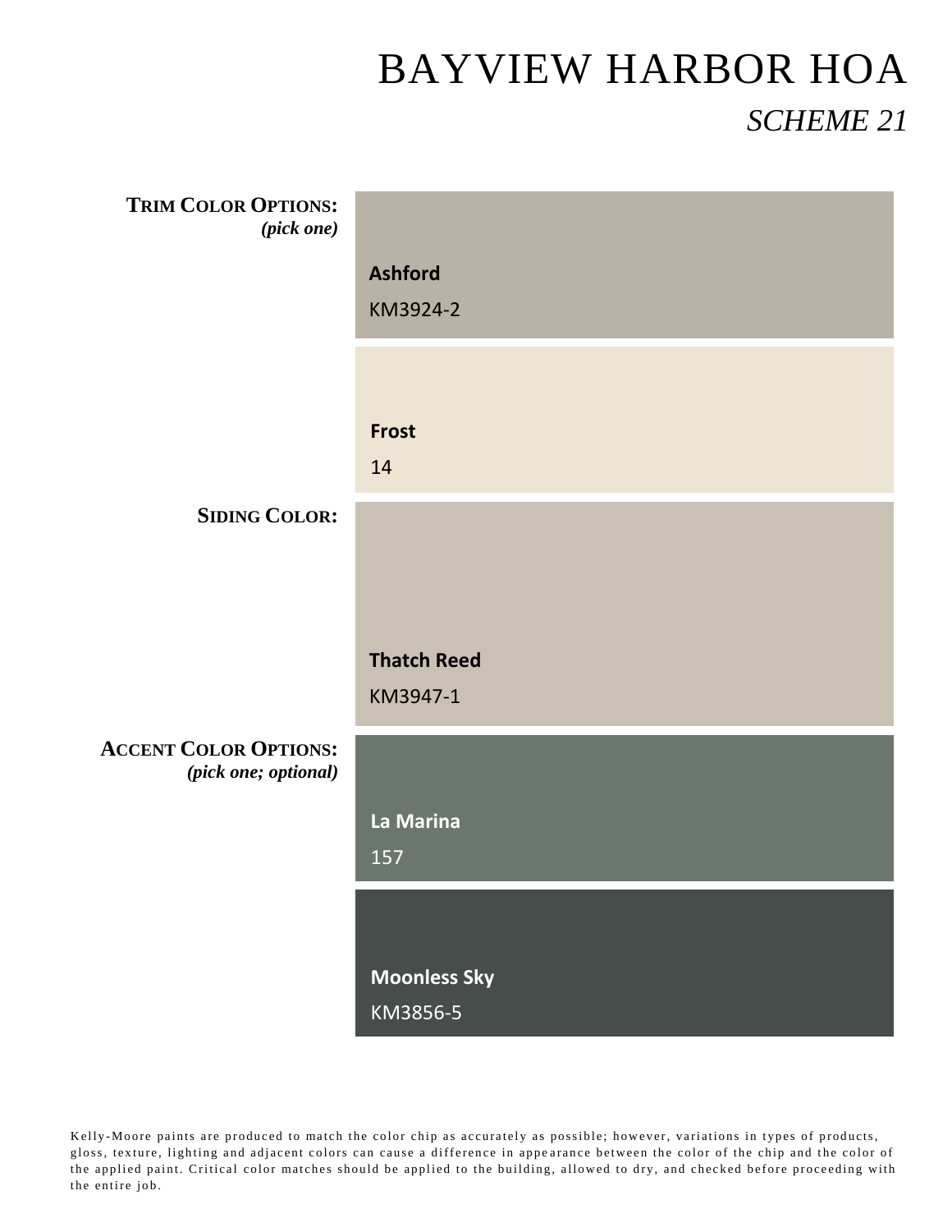# BAYVIEW HARBOR HOA

## *SCHEME 21*

**TRIM COLOR OPTIONS:**
*(pick one)*

**Ashford**
KM3924-2

**Frost**
14

**SIDING COLOR:**

**Thatch Reed**
KM3947-1

**ACCENT COLOR OPTIONS:**
*(pick one; optional)*

**La Marina**
157

**Moonless Sky**
KM3856-5

Kelly-Moore paints are produced to match the color chip as accurately as possible; however, variations in types of products, gloss, texture, lighting and adjacent colors can cause a difference in appearance between the color of the chip and the color of the applied paint. Critical color matches should be applied to the building, allowed to dry, and checked before proceeding with the entire job.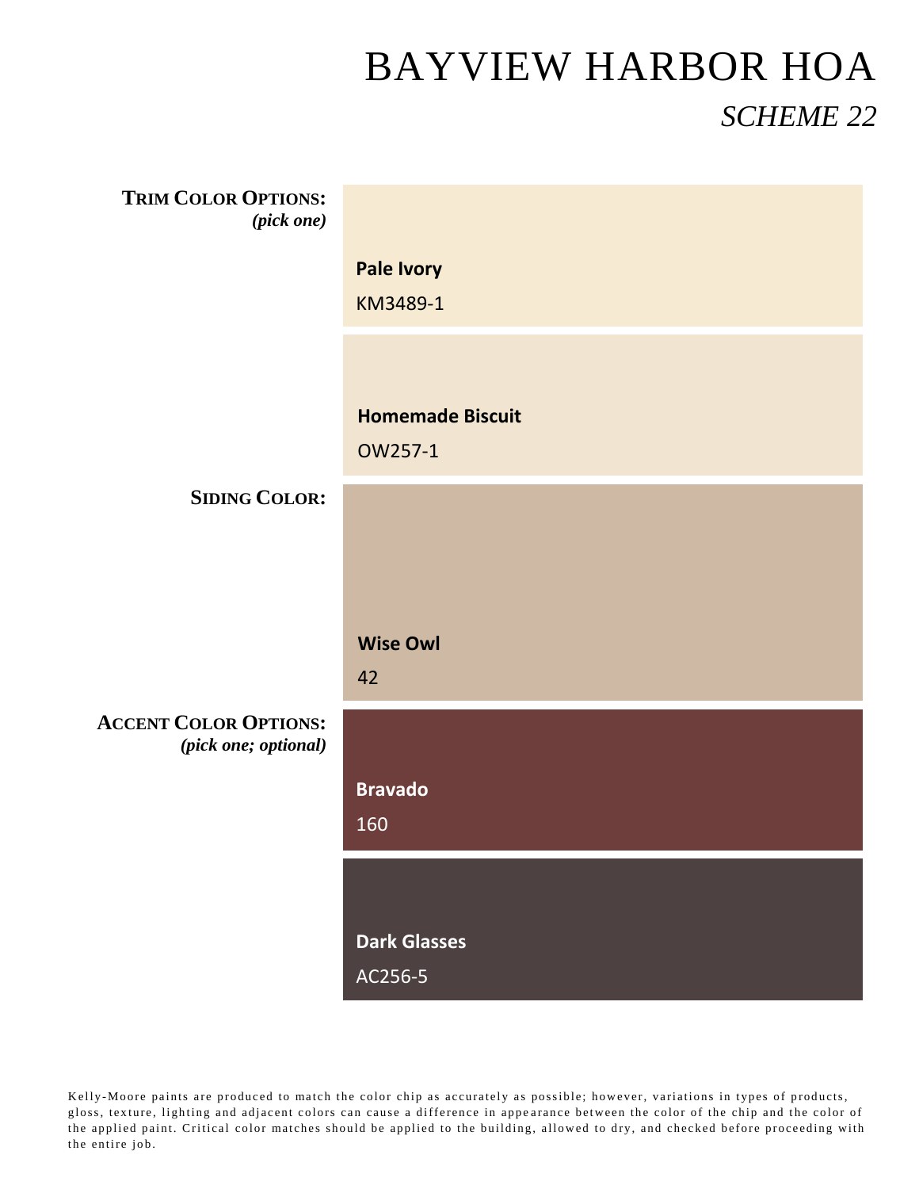# BAYVIEW HARBOR HOA

## *SCHEME 22*

**TRIM COLOR OPTIONS:**
*(pick one)*

**Pale Ivory**
KM3489-1

**Homemade Biscuit**
OW257-1

**SIDING COLOR:**

**Wise Owl**
42

**ACCENT COLOR OPTIONS:**
*(pick one; optional)*

**Bravado**
160

**Dark Glasses**
AC256-5

Kelly-Moore paints are produced to match the color chip as accurately as possible; however, variations in types of products, gloss, texture, lighting and adjacent colors can cause a difference in appearance between the color of the chip and the color of the applied paint. Critical color matches should be applied to the building, allowed to dry, and checked before proceeding with the entire job.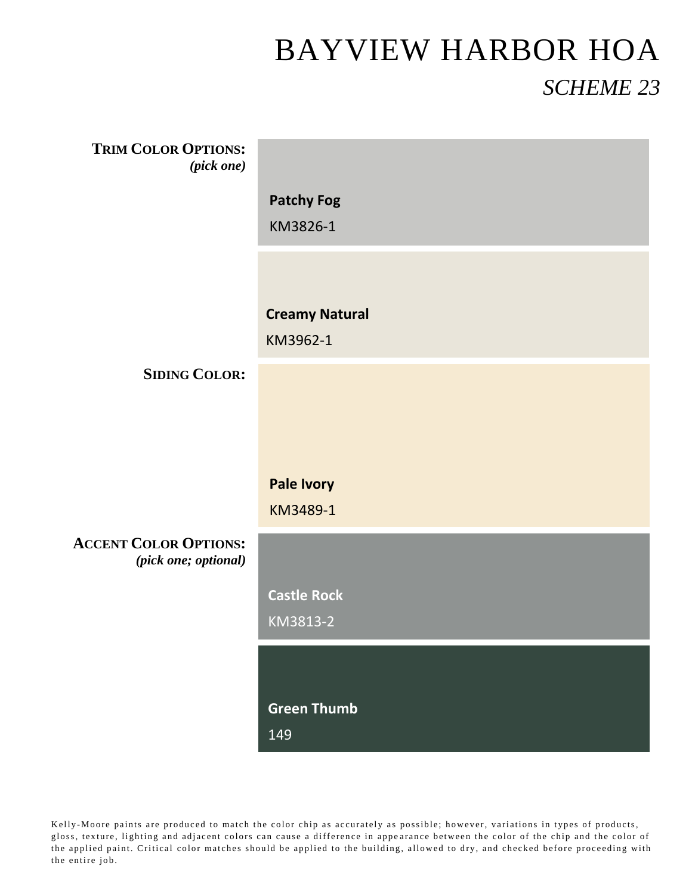# BAYVIEW HARBOR HOA

## *SCHEME 23*

**TRIM COLOR OPTIONS:**
*(pick one)*

**Patchy Fog**
KM3826-1

**Creamy Natural**
KM3962-1

**SIDING COLOR:**

**Pale Ivory**
KM3489-1

**ACCENT COLOR OPTIONS:**
*(pick one; optional)*

**Castle Rock**
KM3813-2

**Green Thumb**
149

Kelly-Moore paints are produced to match the color chip as accurately as possible; however, variations in types of products, gloss, texture, lighting and adjacent colors can cause a difference in appearance between the color of the chip and the color of the applied paint. Critical color matches should be applied to the building, allowed to dry, and checked before proceeding with the entire job.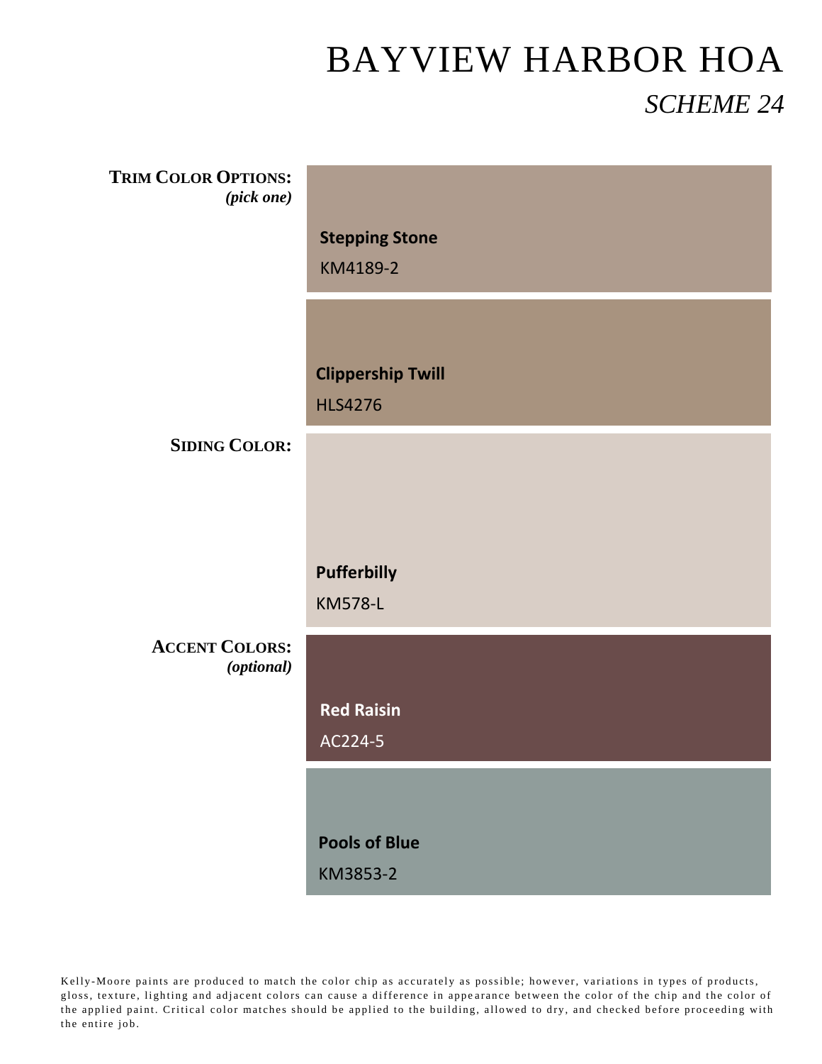# BAYVIEW HARBOR HOA

## *SCHEME 24*

**TRIM COLOR OPTIONS:**
***(pick one)***

**Stepping Stone**
KM4189-2

**Clippership Twill**
HLS4276

**SIDING COLOR:**

**Pufferbilly**
KM578-L

**ACCENT COLORS:**
***(optional)***

**Red Raisin**
AC224-5

**Pools of Blue**
KM3853-2

Kelly-Moore paints are produced to match the color chip as accurately as possible; however, variations in types of products, gloss, texture, lighting and adjacent colors can cause a difference in appearance between the color of the chip and the color of the applied paint. Critical color matches should be applied to the building, allowed to dry, and checked before proceeding with the entire job.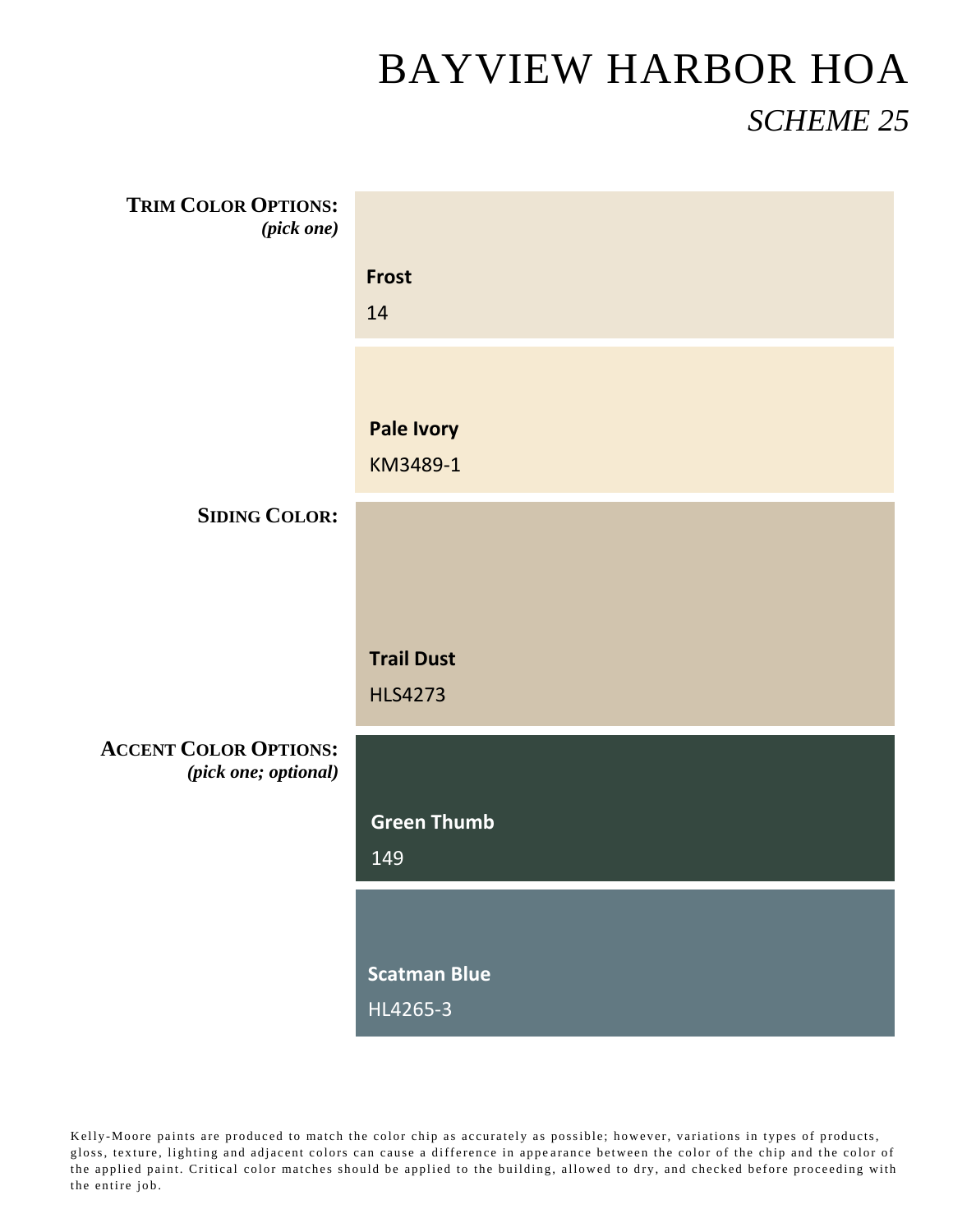# BAYVIEW HARBOR HOA

## *SCHEME 25*

**TRIM COLOR OPTIONS:**
*(pick one)*

**Frost**
14

**Pale Ivory**
KM3489-1

**SIDING COLOR:**

**Trail Dust**
HLS4273

**ACCENT COLOR OPTIONS:**
*(pick one; optional)*

**Green Thumb**
149

**Scatman Blue**
HL4265-3

Kelly-Moore paints are produced to match the color chip as accurately as possible; however, variations in types of products, gloss, texture, lighting and adjacent colors can cause a difference in appearance between the color of the chip and the color of the applied paint. Critical color matches should be applied to the building, allowed to dry, and checked before proceeding with the entire job.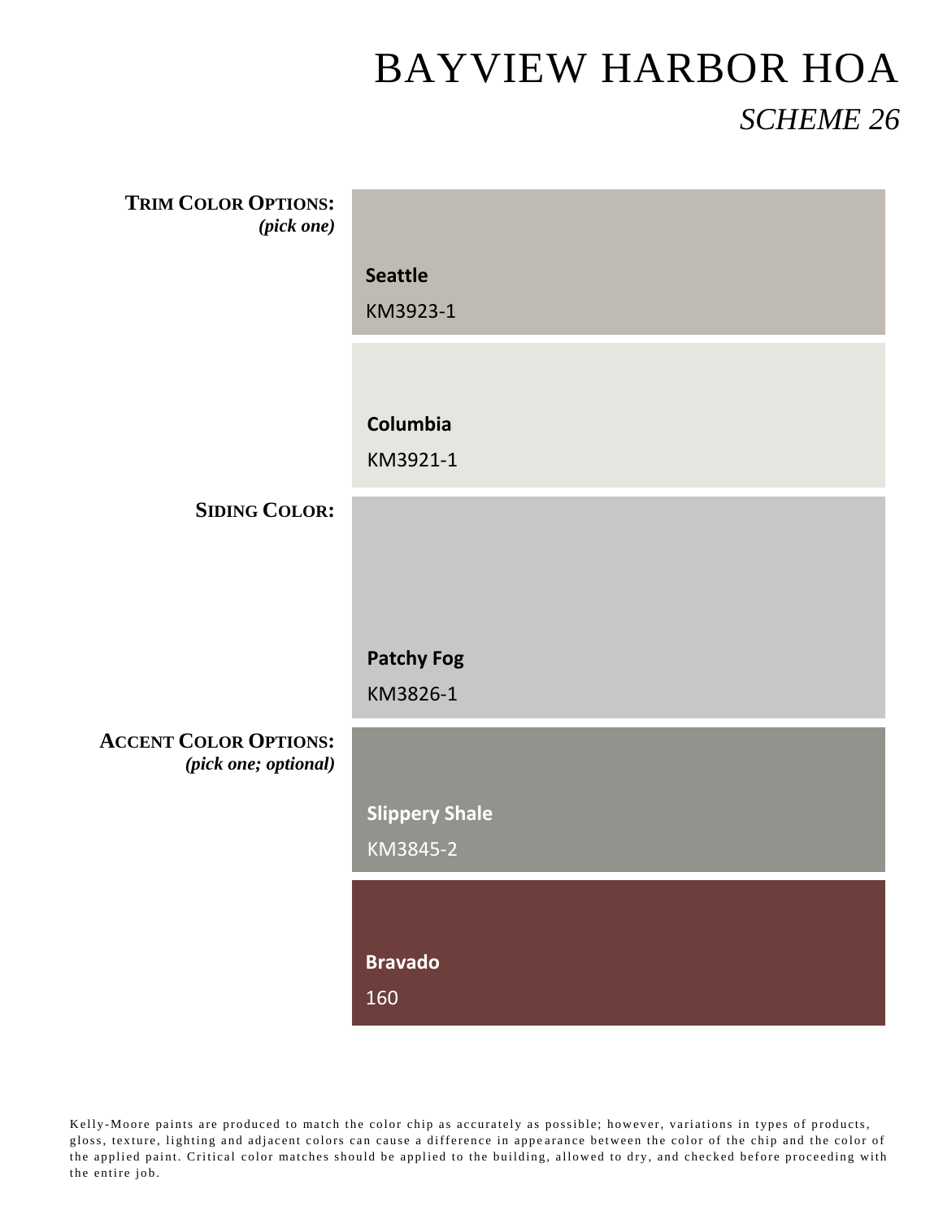# BAYVIEW HARBOR HOA

## *SCHEME 26*

**TRIM COLOR OPTIONS:**
***(pick one)***

**Seattle**
KM3923-1

**Columbia**
KM3921-1

**SIDING COLOR:**

**Patchy Fog**
KM3826-1

**ACCENT COLOR OPTIONS:**
***(pick one; optional)***

**Slippery Shale**
KM3845-2

**Bravado**
160

Kelly-Moore paints are produced to match the color chip as accurately as possible; however, variations in types of products, gloss, texture, lighting and adjacent colors can cause a difference in appearance between the color of the chip and the color of the applied paint. Critical color matches should be applied to the building, allowed to dry, and checked before proceeding with the entire job.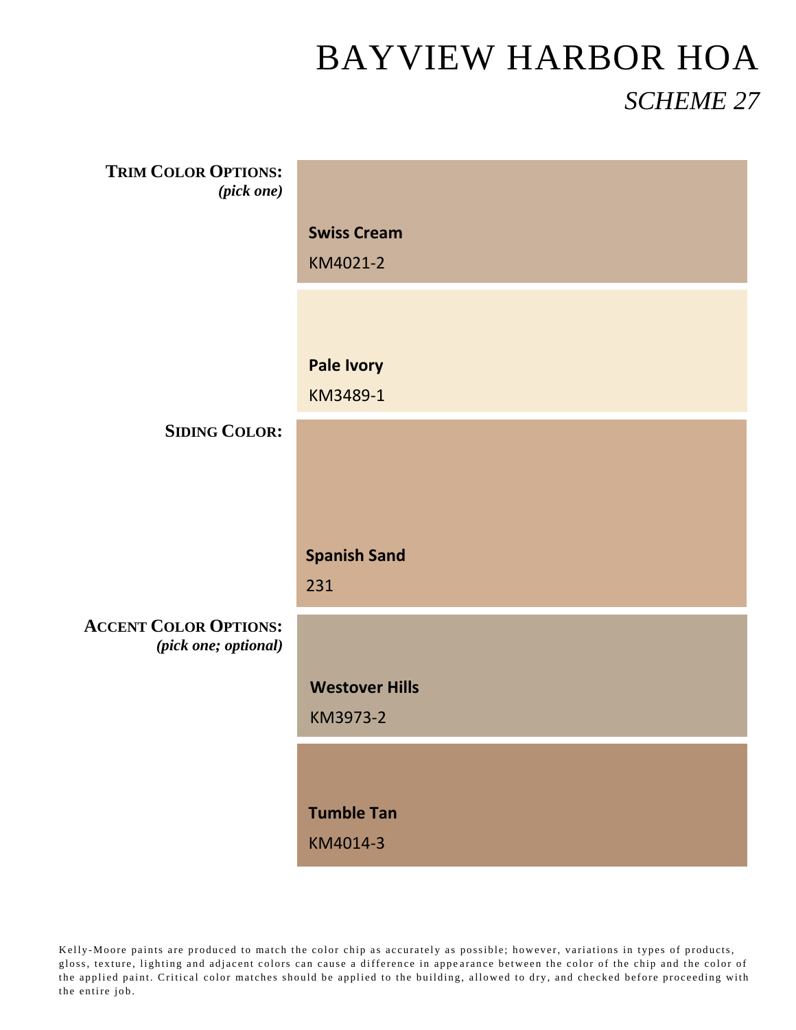# BAYVIEW HARBOR HOA

## *SCHEME 27*

**TRIM COLOR OPTIONS:**
***(pick one)***

**Swiss Cream**
KM4021-2

**Pale Ivory**
KM3489-1

**SIDING COLOR:**

**Spanish Sand**
231

**ACCENT COLOR OPTIONS:**
***(pick one; optional)***

**Westover Hills**
KM3973-2

**Tumble Tan**
KM4014-3

Kelly-Moore paints are produced to match the color chip as accurately as possible; however, variations in types of products, gloss, texture, lighting and adjacent colors can cause a difference in appearance between the color of the chip and the color of the applied paint. Critical color matches should be applied to the building, allowed to dry, and checked before proceeding with the entire job.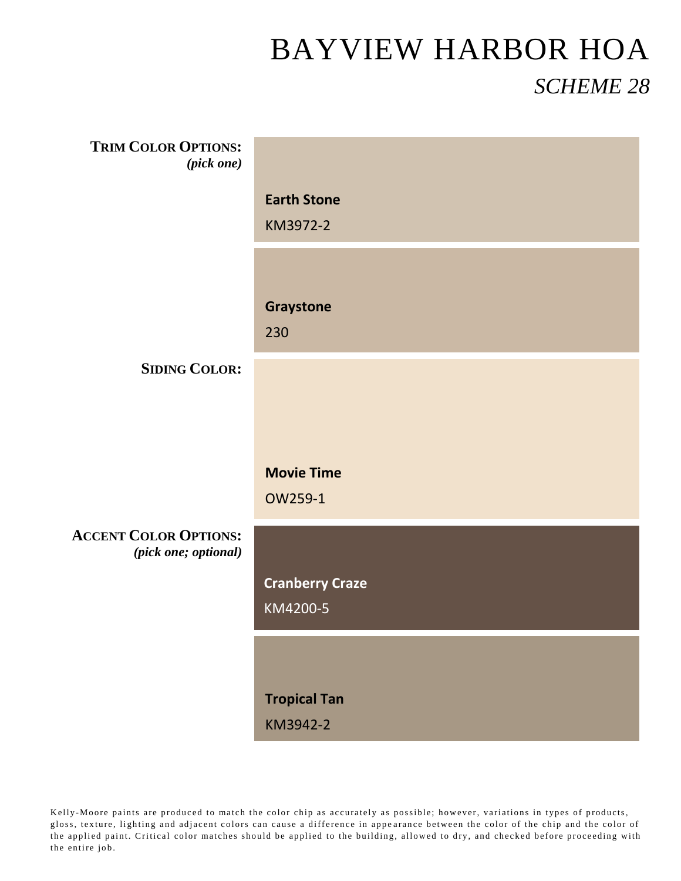# BAYVIEW HARBOR HOA

## *SCHEME 28*

**TRIM COLOR OPTIONS:**
*(pick one)*

**Earth Stone**
KM3972-2

**Graystone**
230

**SIDING COLOR:**

**Movie Time**
OW259-1

**ACCENT COLOR OPTIONS:**
*(pick one; optional)*

**Cranberry Craze**
KM4200-5

**Tropical Tan**
KM3942-2

Kelly-Moore paints are produced to match the color chip as accurately as possible; however, variations in types of products, gloss, texture, lighting and adjacent colors can cause a difference in appearance between the color of the chip and the color of the applied paint. Critical color matches should be applied to the building, allowed to dry, and checked before proceeding with the entire job.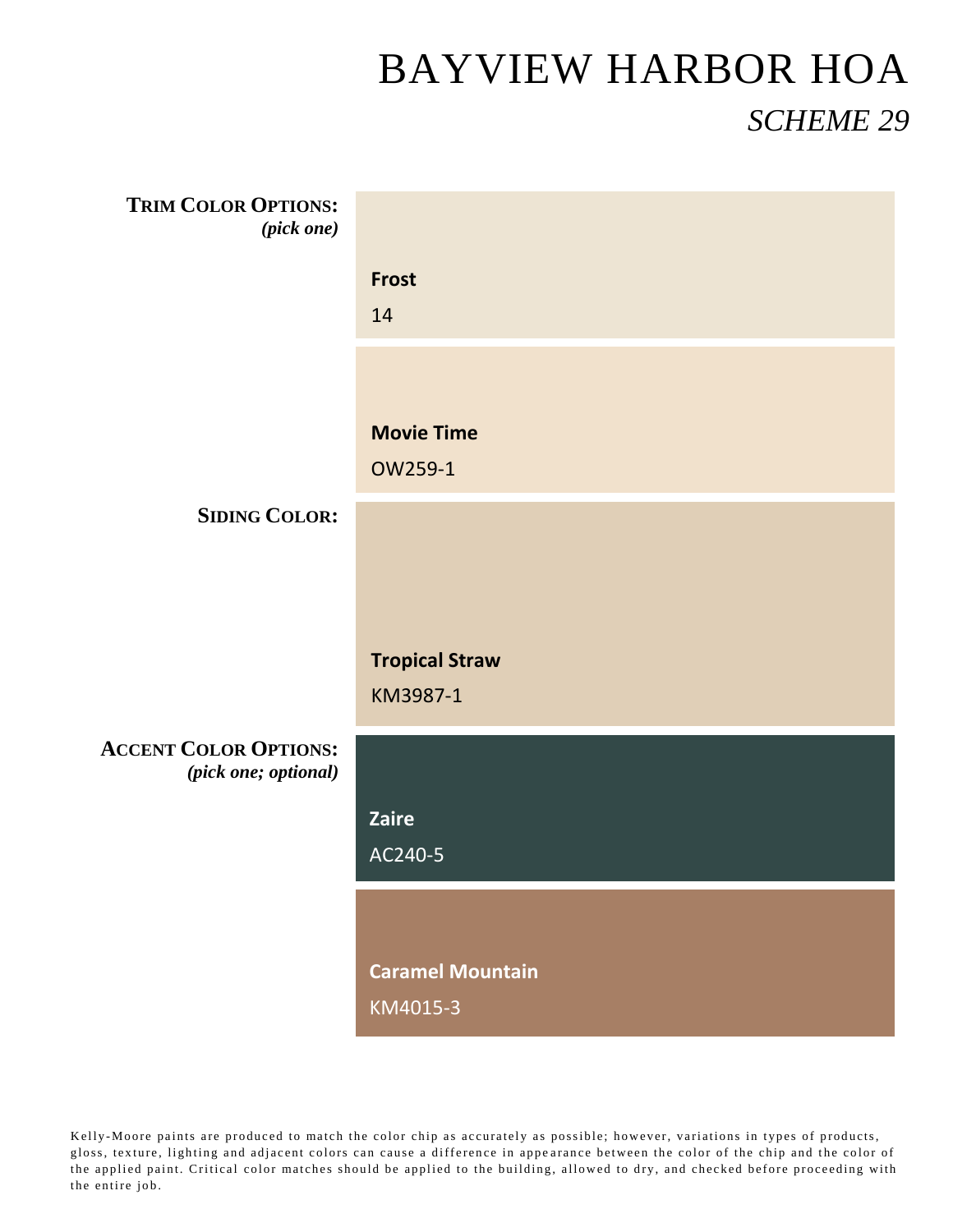# BAYVIEW HARBOR HOA

## *SCHEME 29*

**TRIM COLOR OPTIONS:**
***(pick one)***

**Frost**
14

**Movie Time**
OW259-1

**SIDING COLOR:**

**Tropical Straw**
KM3987-1

**ACCENT COLOR OPTIONS:**
***(pick one; optional)***

**Zaire**
AC240-5

**Caramel Mountain**
KM4015-3

Kelly-Moore paints are produced to match the color chip as accurately as possible; however, variations in types of products, gloss, texture, lighting and adjacent colors can cause a difference in appearance between the color of the chip and the color of the applied paint. Critical color matches should be applied to the building, allowed to dry, and checked before proceeding with the entire job.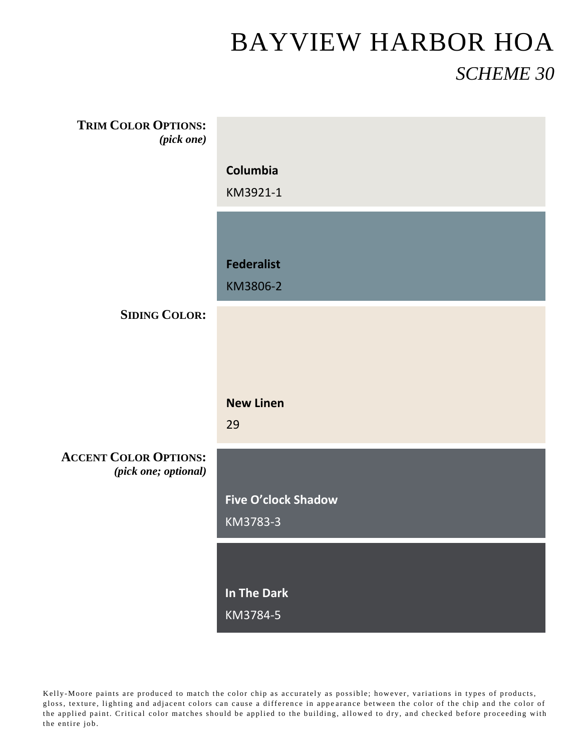# BAYVIEW HARBOR HOA

## *SCHEME 30*

**TRIM COLOR OPTIONS:**
***(pick one)***

**Columbia**
KM3921-1

**Federalist**
KM3806-2

**SIDING COLOR:**

**New Linen**
29

**ACCENT COLOR OPTIONS:**
***(pick one; optional)***

**Five O'clock Shadow**
KM3783-3

**In The Dark**
KM3784-5

Kelly-Moore paints are produced to match the color chip as accurately as possible; however, variations in types of products, gloss, texture, lighting and adjacent colors can cause a difference in appearance between the color of the chip and the color of the applied paint. Critical color matches should be applied to the building, allowed to dry, and checked before proceeding with the entire job.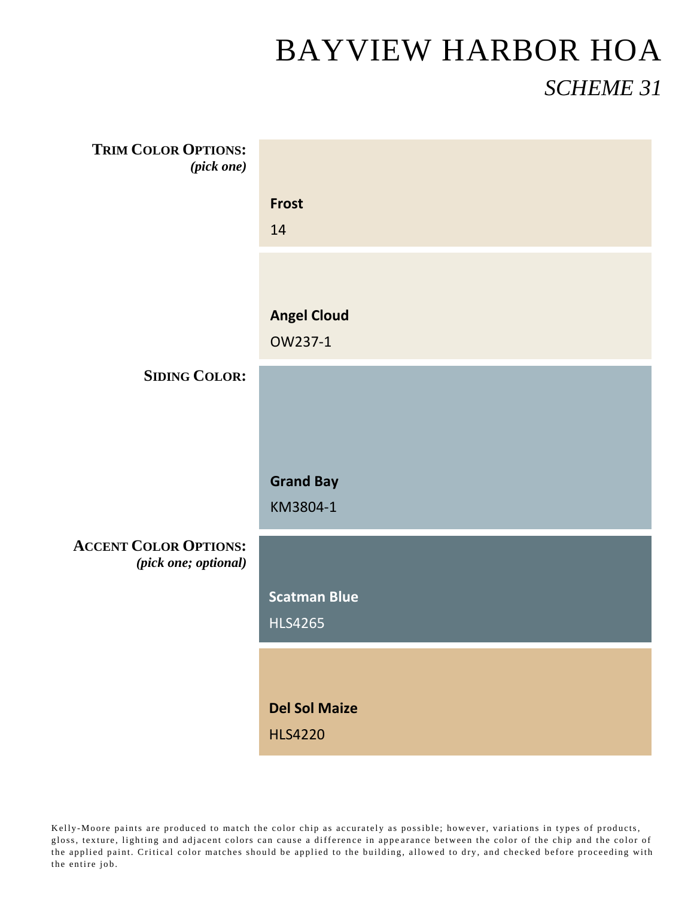# BAYVIEW HARBOR HOA

## *SCHEME 31*

**TRIM COLOR OPTIONS:**
*(pick one)*

**Frost**
14

**Angel Cloud**
OW237-1

**SIDING COLOR:**

**Grand Bay**
KM3804-1

**ACCENT COLOR OPTIONS:**
*(pick one; optional)*

**Scatman Blue**
HLS4265

**Del Sol Maize**
HLS4220

Kelly-Moore paints are produced to match the color chip as accurately as possible; however, variations in types of products, gloss, texture, lighting and adjacent colors can cause a difference in appearance between the color of the chip and the color of the applied paint. Critical color matches should be applied to the building, allowed to dry, and checked before proceeding with the entire job.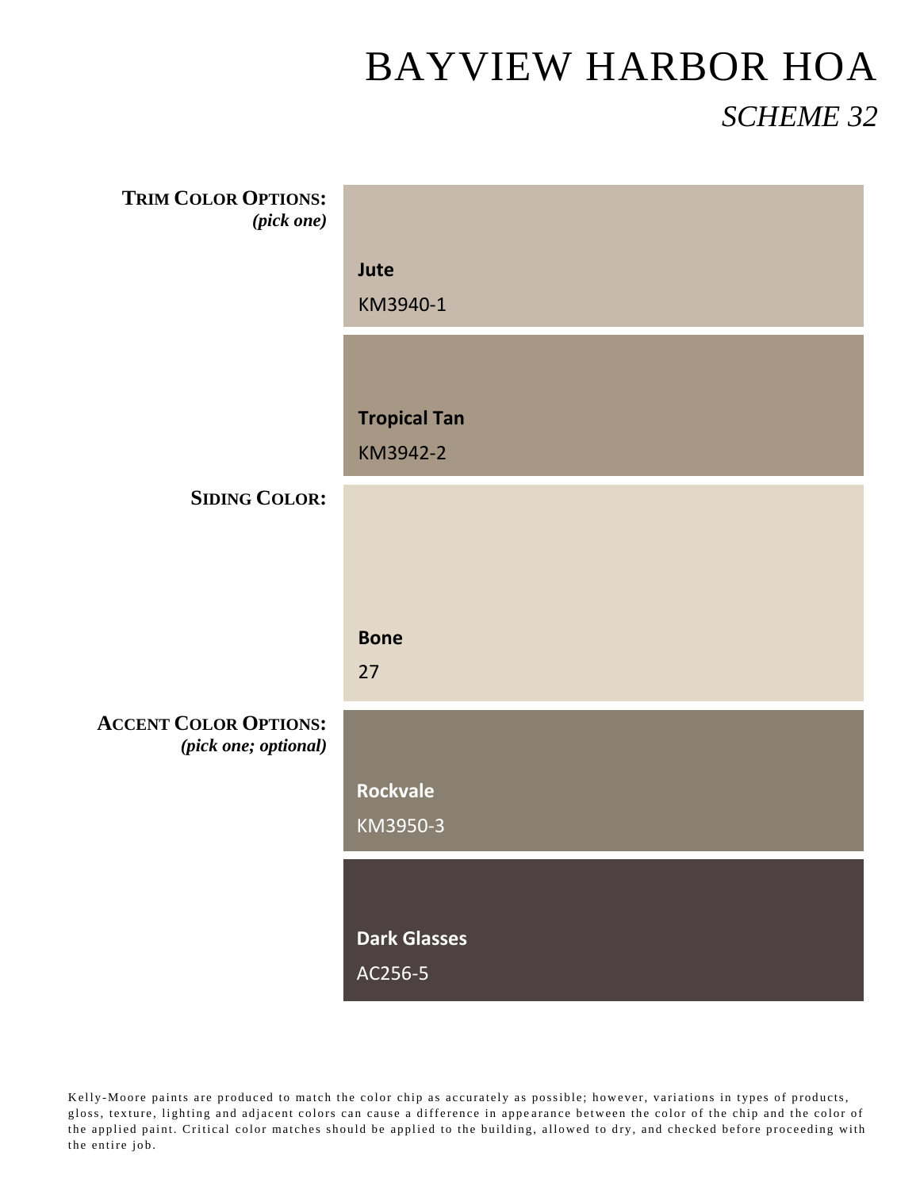# BAYVIEW HARBOR HOA

## *SCHEME 32*

**TRIM COLOR OPTIONS:**
*(pick one)*

**Jute**
KM3940-1

**Tropical Tan**
KM3942-2

**SIDING COLOR:**

**Bone**
27

**ACCENT COLOR OPTIONS:**
*(pick one; optional)*

**Rockvale**
KM3950-3

**Dark Glasses**
AC256-5

Kelly-Moore paints are produced to match the color chip as accurately as possible; however, variations in types of products, gloss, texture, lighting and adjacent colors can cause a difference in appearance between the color of the chip and the color of the applied paint. Critical color matches should be applied to the building, allowed to dry, and checked before proceeding with the entire job.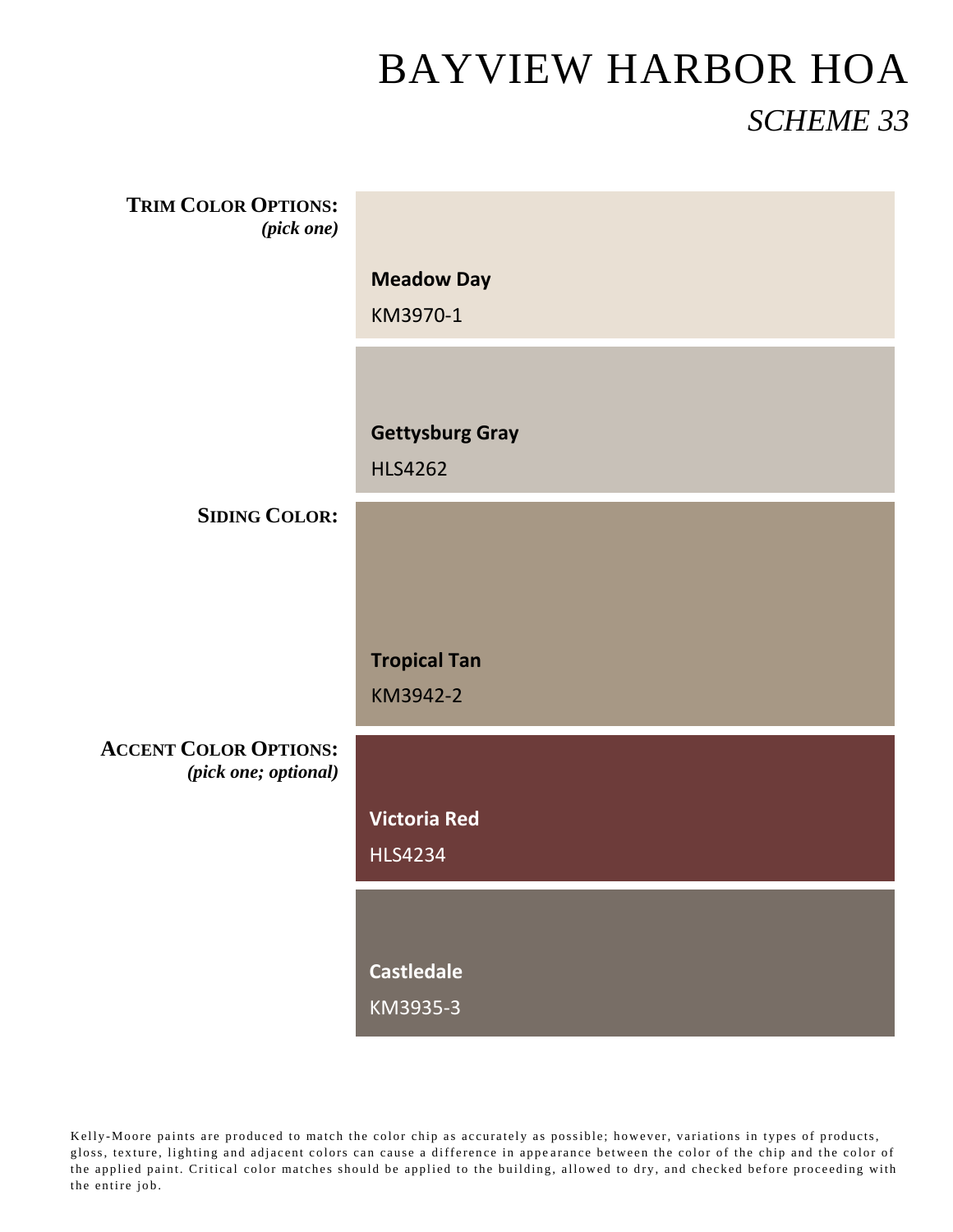# BAYVIEW HARBOR HOA

## *SCHEME 33*

**TRIM COLOR OPTIONS:**
*(pick one)*

**Meadow Day**
KM3970-1

**Gettysburg Gray**
HLS4262

**SIDING COLOR:**

**Tropical Tan**
KM3942-2

**ACCENT COLOR OPTIONS:**
*(pick one; optional)*

**Victoria Red**
HLS4234

**Castledale**
KM3935-3

Kelly-Moore paints are produced to match the color chip as accurately as possible; however, variations in types of products, gloss, texture, lighting and adjacent colors can cause a difference in appearance between the color of the chip and the color of the applied paint. Critical color matches should be applied to the building, allowed to dry, and checked before proceeding with the entire job.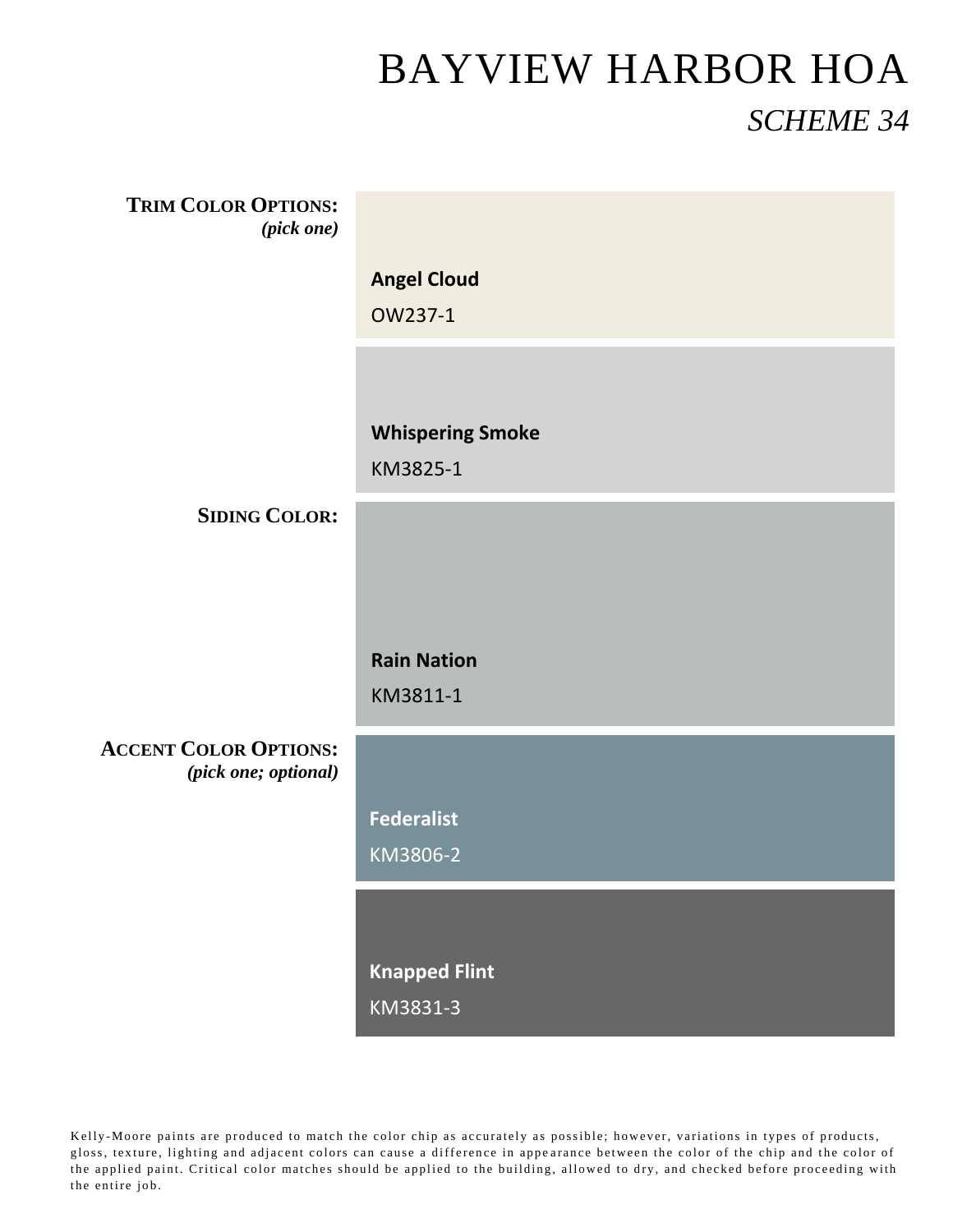# BAYVIEW HARBOR HOA

## *SCHEME 34*

**TRIM COLOR OPTIONS:**
*(pick one)*

**Angel Cloud**
OW237-1

**Whispering Smoke**
KM3825-1

**SIDING COLOR:**

**Rain Nation**
KM3811-1

**ACCENT COLOR OPTIONS:**
*(pick one; optional)*

**Federalist**
KM3806-2

**Knapped Flint**
KM3831-3

Kelly-Moore paints are produced to match the color chip as accurately as possible; however, variations in types of products, gloss, texture, lighting and adjacent colors can cause a difference in appearance between the color of the chip and the color of the applied paint. Critical color matches should be applied to the building, allowed to dry, and checked before proceeding with the entire job.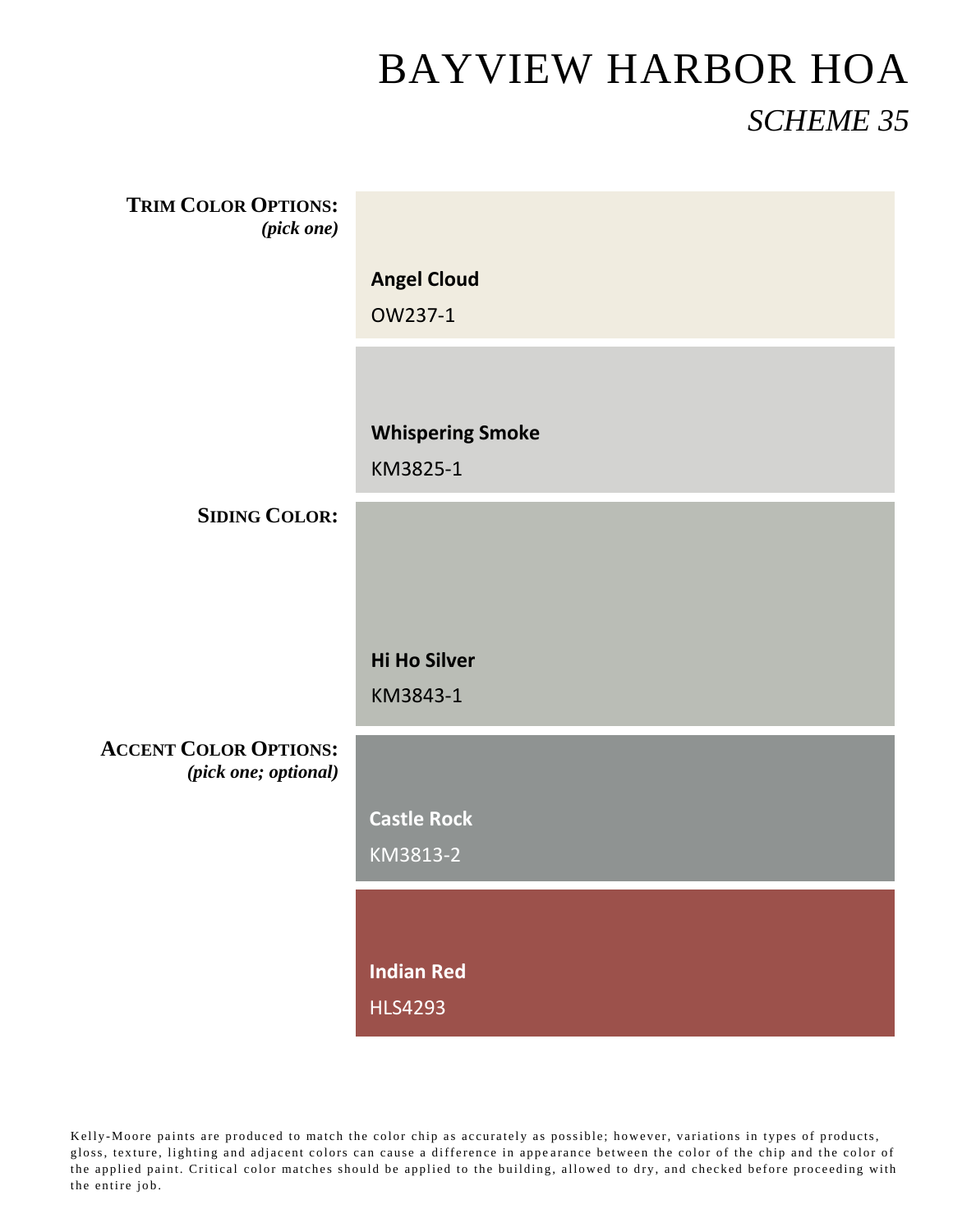# BAYVIEW HARBOR HOA

## *SCHEME 35*

**TRIM COLOR OPTIONS:**
*(pick one)*

**Angel Cloud**
OW237-1

**Whispering Smoke**
KM3825-1

**SIDING COLOR:**

**Hi Ho Silver**
KM3843-1

**ACCENT COLOR OPTIONS:**
*(pick one; optional)*

**Castle Rock**
KM3813-2

**Indian Red**
HLS4293

Kelly-Moore paints are produced to match the color chip as accurately as possible; however, variations in types of products, gloss, texture, lighting and adjacent colors can cause a difference in appearance between the color of the chip and the color of the applied paint. Critical color matches should be applied to the building, allowed to dry, and checked before proceeding with the entire job.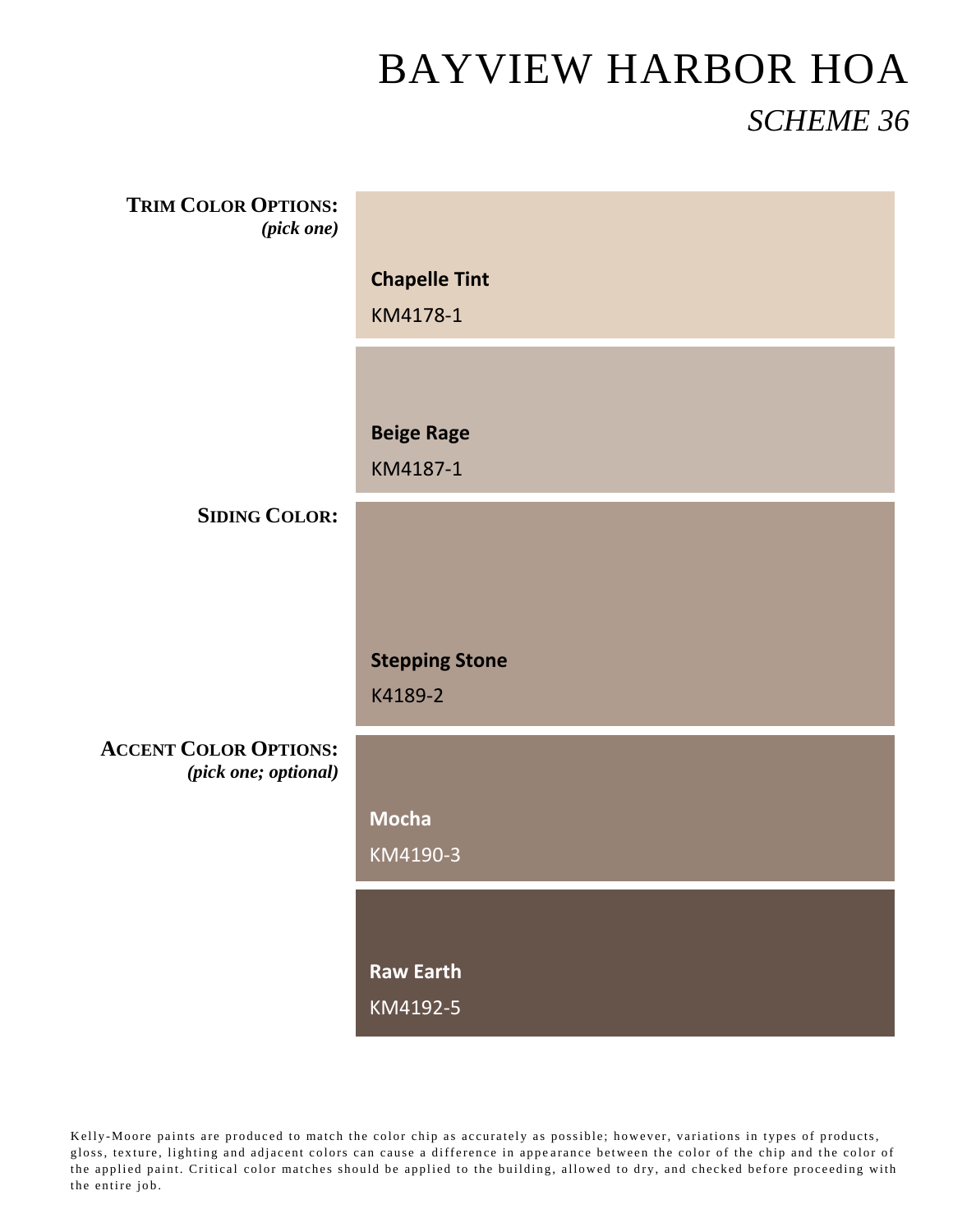# BAYVIEW HARBOR HOA

## *SCHEME 36*

**TRIM COLOR OPTIONS:**
***(pick one)***

**Chapelle Tint**
KM4178-1

**Beige Rage**
KM4187-1

**SIDING COLOR:**

**Stepping Stone**
K4189-2

**ACCENT COLOR OPTIONS:**
***(pick one; optional)***

**Mocha**
KM4190-3

**Raw Earth**
KM4192-5

Kelly-Moore paints are produced to match the color chip as accurately as possible; however, variations in types of products, gloss, texture, lighting and adjacent colors can cause a difference in appearance between the color of the chip and the color of the applied paint. Critical color matches should be applied to the building, allowed to dry, and checked before proceeding with the entire job.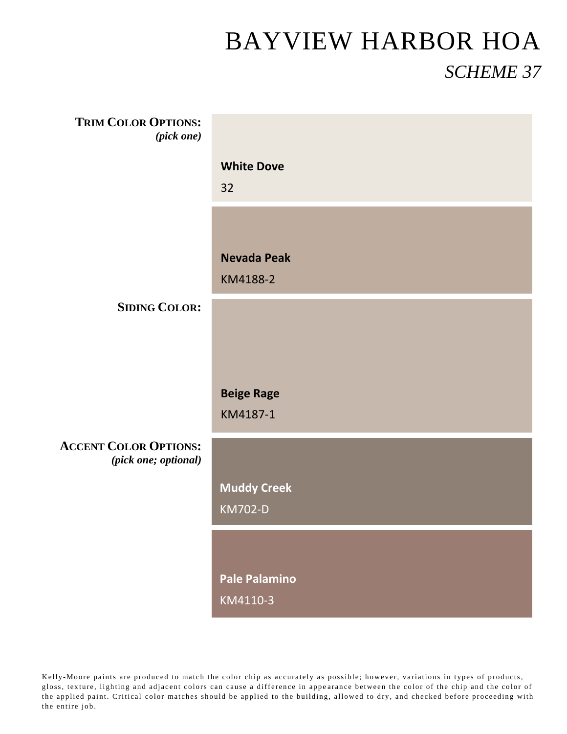# BAYVIEW HARBOR HOA

## *SCHEME 37*

**TRIM COLOR OPTIONS:**
***(pick one)***

**White Dove**
32

**Nevada Peak**
KM4188-2

**SIDING COLOR:**

**Beige Rage**
KM4187-1

**ACCENT COLOR OPTIONS:**
***(pick one; optional)***

**Muddy Creek**
KM702-D

**Pale Palamino**
KM4110-3

Kelly-Moore paints are produced to match the color chip as accurately as possible; however, variations in types of products, gloss, texture, lighting and adjacent colors can cause a difference in appearance between the color of the chip and the color of the applied paint. Critical color matches should be applied to the building, allowed to dry, and checked before proceeding with the entire job.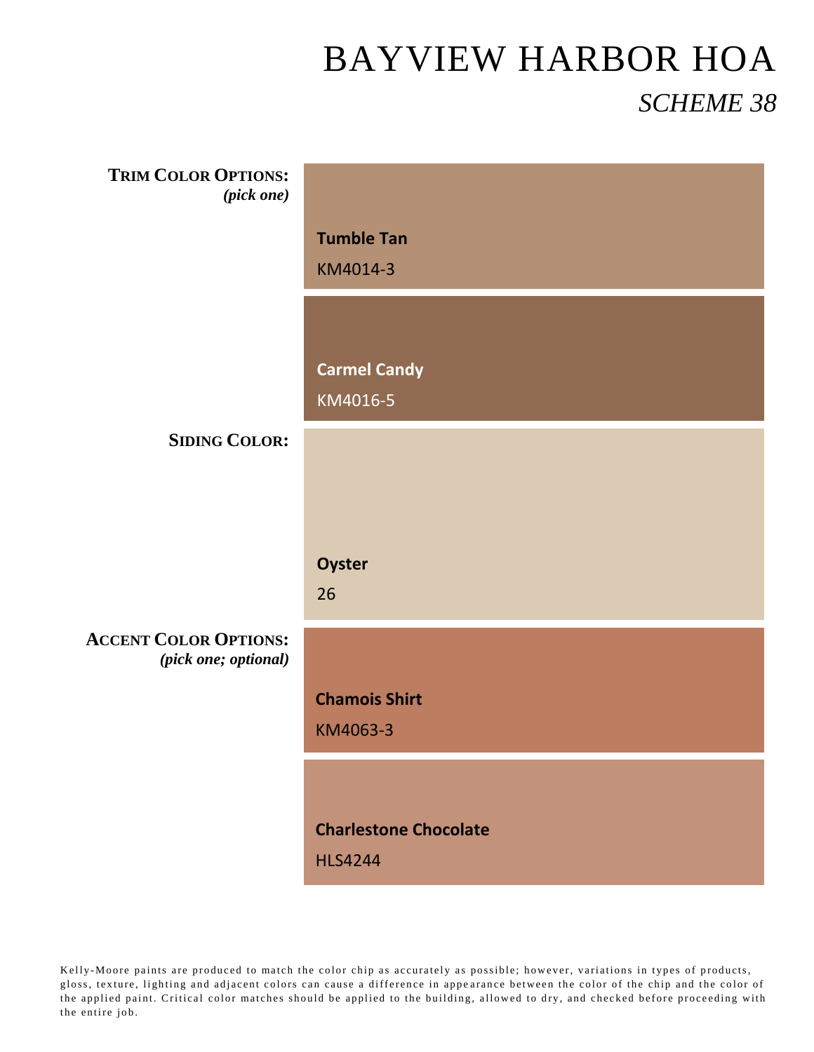# BAYVIEW HARBOR HOA

## *SCHEME 38*

**TRIM COLOR OPTIONS:**
*(pick one)*

**Tumble Tan**
KM4014-3

**Carmel Candy**
KM4016-5

**SIDING COLOR:**

**Oyster**
26

**ACCENT COLOR OPTIONS:**
*(pick one; optional)*

**Chamois Shirt**
KM4063-3

**Charlestone Chocolate**
HLS4244

Kelly-Moore paints are produced to match the color chip as accurately as possible; however, variations in types of products, gloss, texture, lighting and adjacent colors can cause a difference in appearance between the color of the chip and the color of the applied paint. Critical color matches should be applied to the building, allowed to dry, and checked before proceeding with the entire job.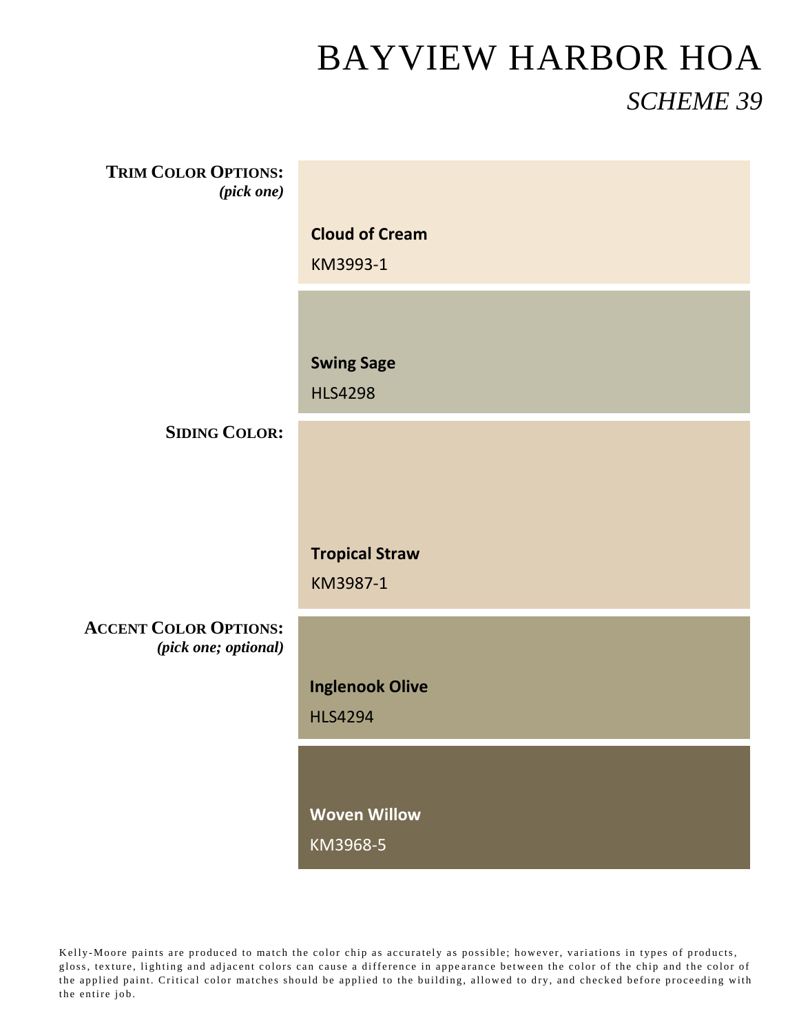# BAYVIEW HARBOR HOA

## *SCHEME 39*

**TRIM COLOR OPTIONS:**
*(pick one)*

**Cloud of Cream**
KM3993-1

**Swing Sage**
HLS4298

**SIDING COLOR:**

**Tropical Straw**
KM3987-1

**ACCENT COLOR OPTIONS:**
*(pick one; optional)*

**Inglenook Olive**
HLS4294

**Woven Willow**
KM3968-5

Kelly-Moore paints are produced to match the color chip as accurately as possible; however, variations in types of products, gloss, texture, lighting and adjacent colors can cause a difference in appearance between the color of the chip and the color of the applied paint. Critical color matches should be applied to the building, allowed to dry, and checked before proceeding with the entire job.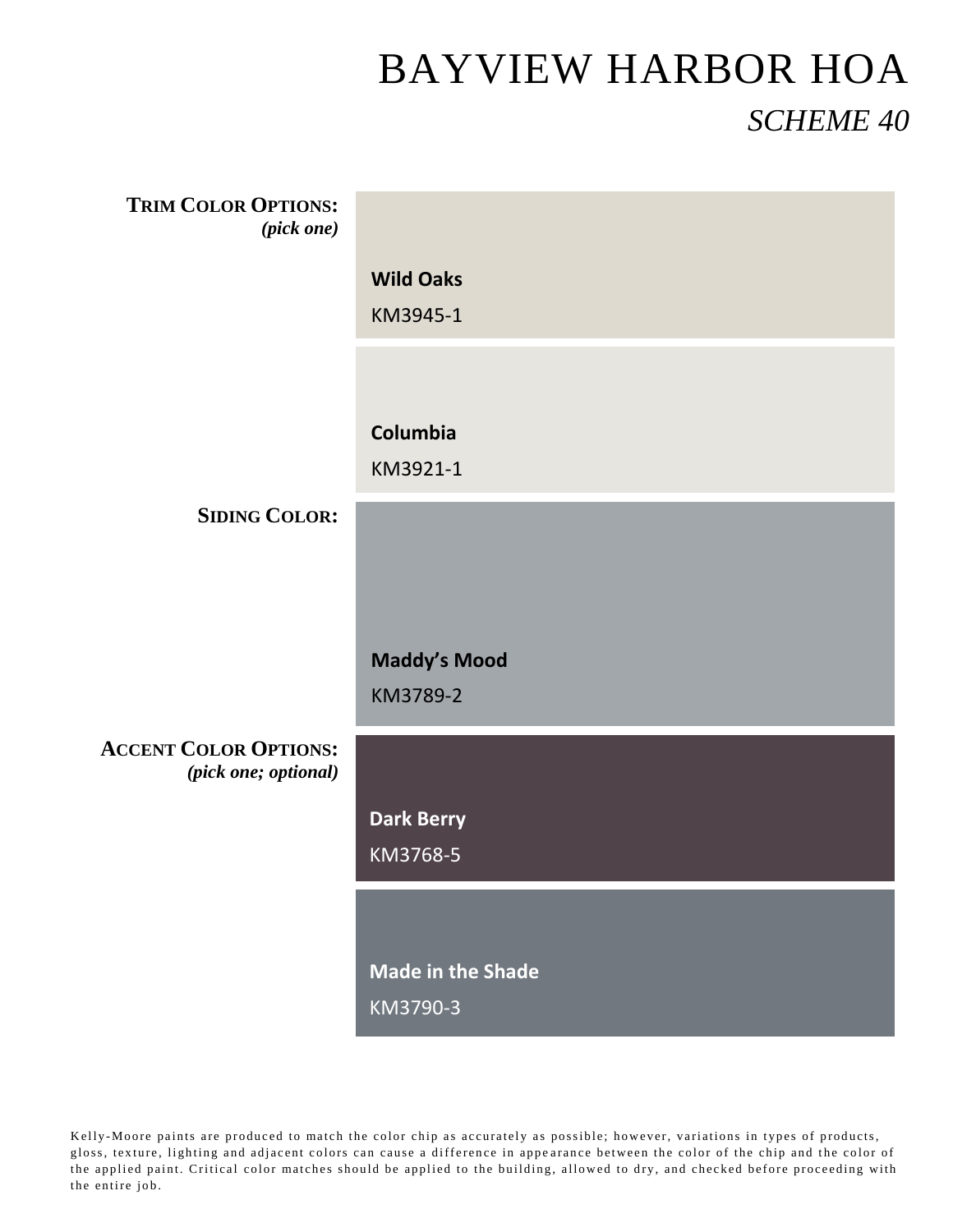# BAYVIEW HARBOR HOA

## *SCHEME 40*

**TRIM COLOR OPTIONS:**
***(pick one)***

**Wild Oaks**
KM3945-1

**Columbia**
KM3921-1

**SIDING COLOR:**

**Maddy's Mood**
KM3789-2

**ACCENT COLOR OPTIONS:**
***(pick one; optional)***

**Dark Berry**
KM3768-5

**Made in the Shade**
KM3790-3

Kelly-Moore paints are produced to match the color chip as accurately as possible; however, variations in types of products, gloss, texture, lighting and adjacent colors can cause a difference in appearance between the color of the chip and the color of the applied paint. Critical color matches should be applied to the building, allowed to dry, and checked before proceeding with the entire job.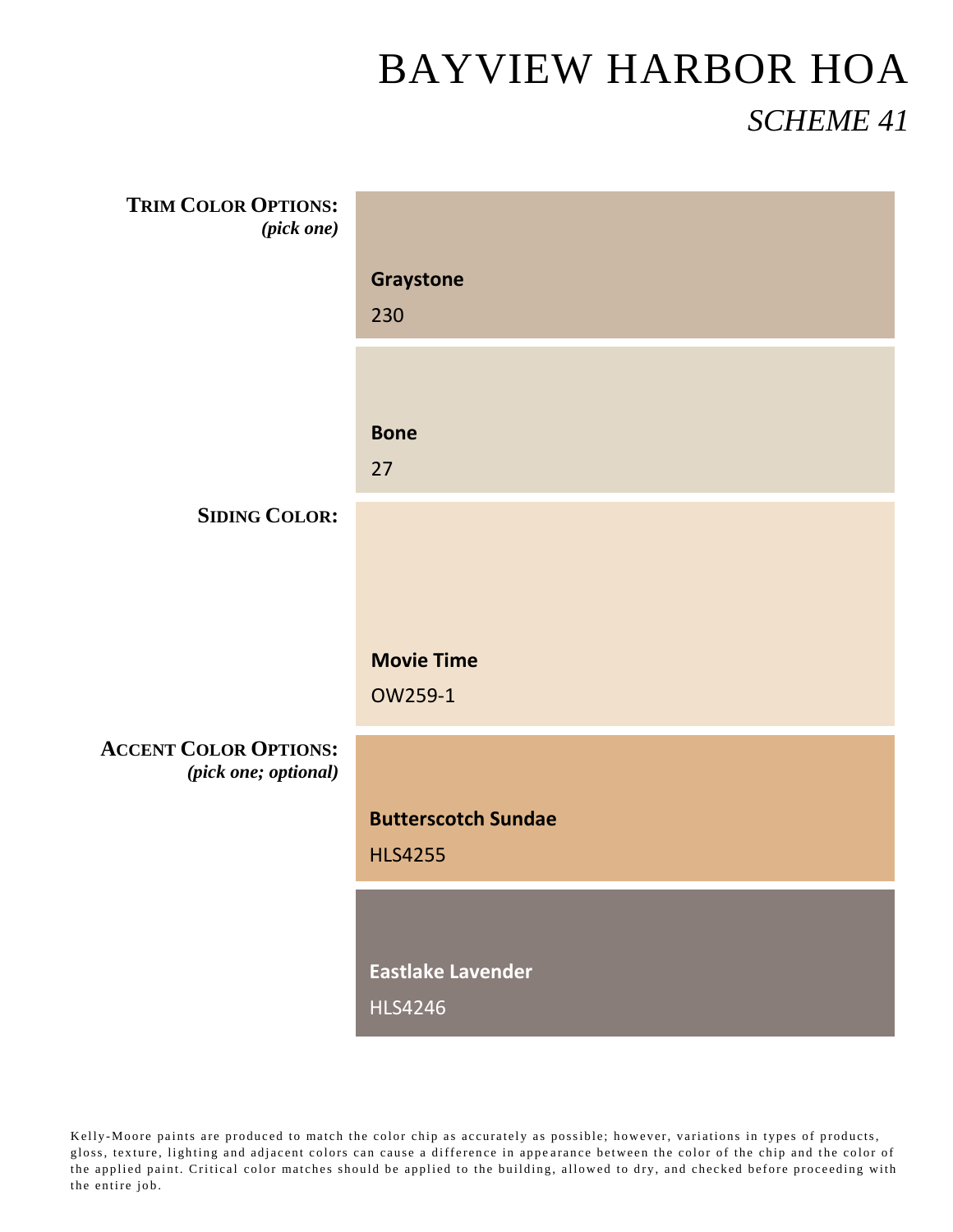# BAYVIEW HARBOR HOA

## *SCHEME 41*

**TRIM COLOR OPTIONS:**
***(pick one)***

**Graystone**
230

**Bone**
27

**SIDING COLOR:**

**Movie Time**
OW259-1

**ACCENT COLOR OPTIONS:**
***(pick one; optional)***

**Butterscotch Sundae**
HLS4255

**Eastlake Lavender**
HLS4246

Kelly-Moore paints are produced to match the color chip as accurately as possible; however, variations in types of products, gloss, texture, lighting and adjacent colors can cause a difference in appearance between the color of the chip and the color of the applied paint. Critical color matches should be applied to the building, allowed to dry, and checked before proceeding with the entire job.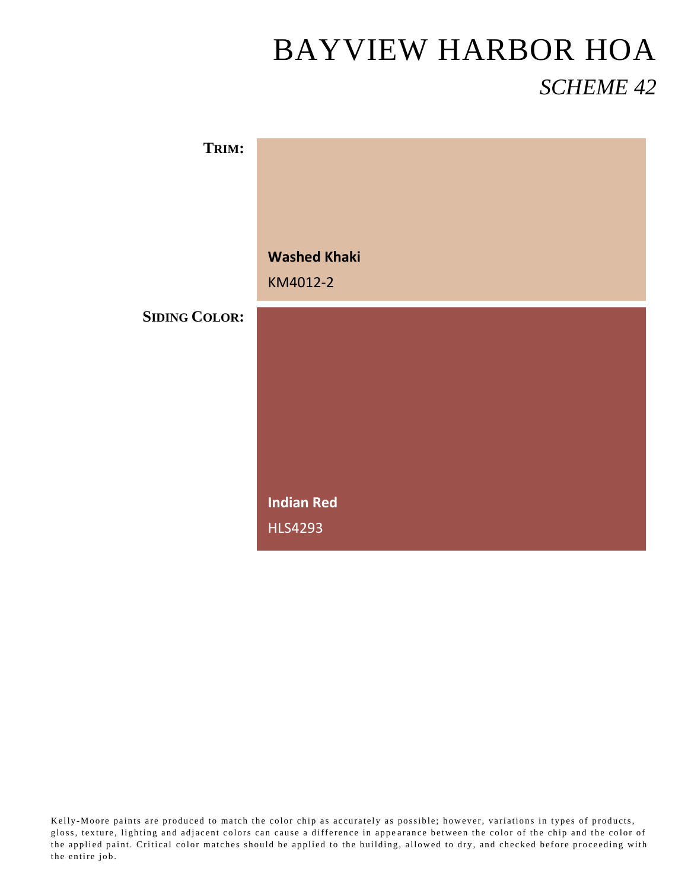# BAYVIEW HARBOR HOA

## *SCHEME 42*

**TRIM:**

**Washed Khaki**

KM4012-2

**SIDING COLOR:**

**Indian Red**

HLS4293

Kelly-Moore paints are produced to match the color chip as accurately as possible; however, variations in types of products, gloss, texture, lighting and adjacent colors can cause a difference in appearance between the color of the chip and the color of the applied paint. Critical color matches should be applied to the building, allowed to dry, and checked before proceeding with the entire job.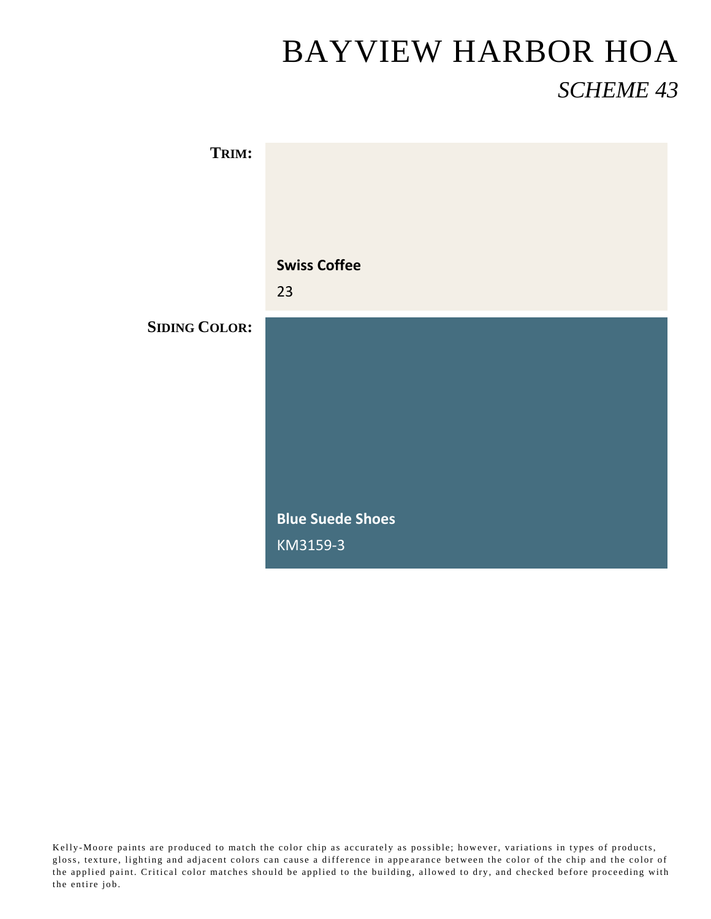# BAYVIEW HARBOR HOA

## *SCHEME 43*

**TRIM:**

**Swiss Coffee**

23

**SIDING COLOR:**

**Blue Suede Shoes**

KM3159-3

Kelly-Moore paints are produced to match the color chip as accurately as possible; however, variations in types of products, gloss, texture, lighting and adjacent colors can cause a difference in appearance between the color of the chip and the color of the applied paint. Critical color matches should be applied to the building, allowed to dry, and checked before proceeding with the entire job.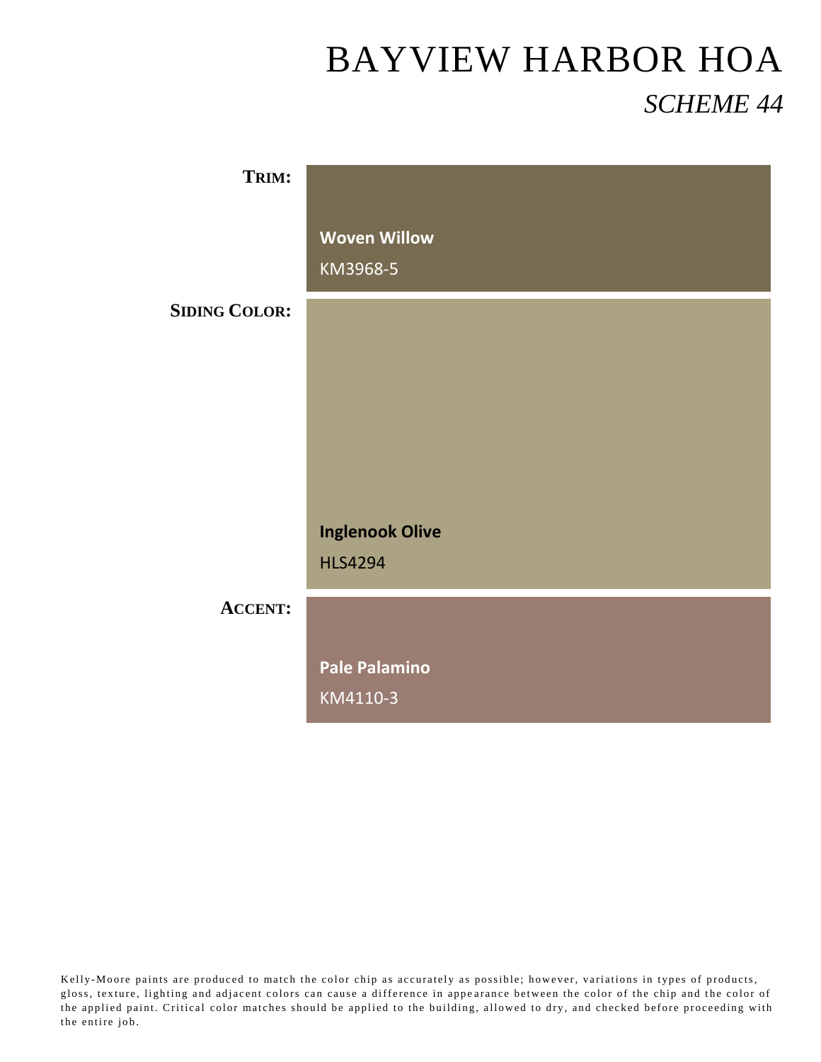# BAYVIEW HARBOR HOA

## *SCHEME 44*

**TRIM:**

**Woven Willow**

KM3968-5

**SIDING COLOR:**

**Inglenook Olive**

HLS4294

**ACCENT:**

**Pale Palamino**

KM4110-3

Kelly-Moore paints are produced to match the color chip as accurately as possible; however, variations in types of products, gloss, texture, lighting and adjacent colors can cause a difference in appearance between the color of the chip and the color of the applied paint. Critical color matches should be applied to the building, allowed to dry, and checked before proceeding with the entire job.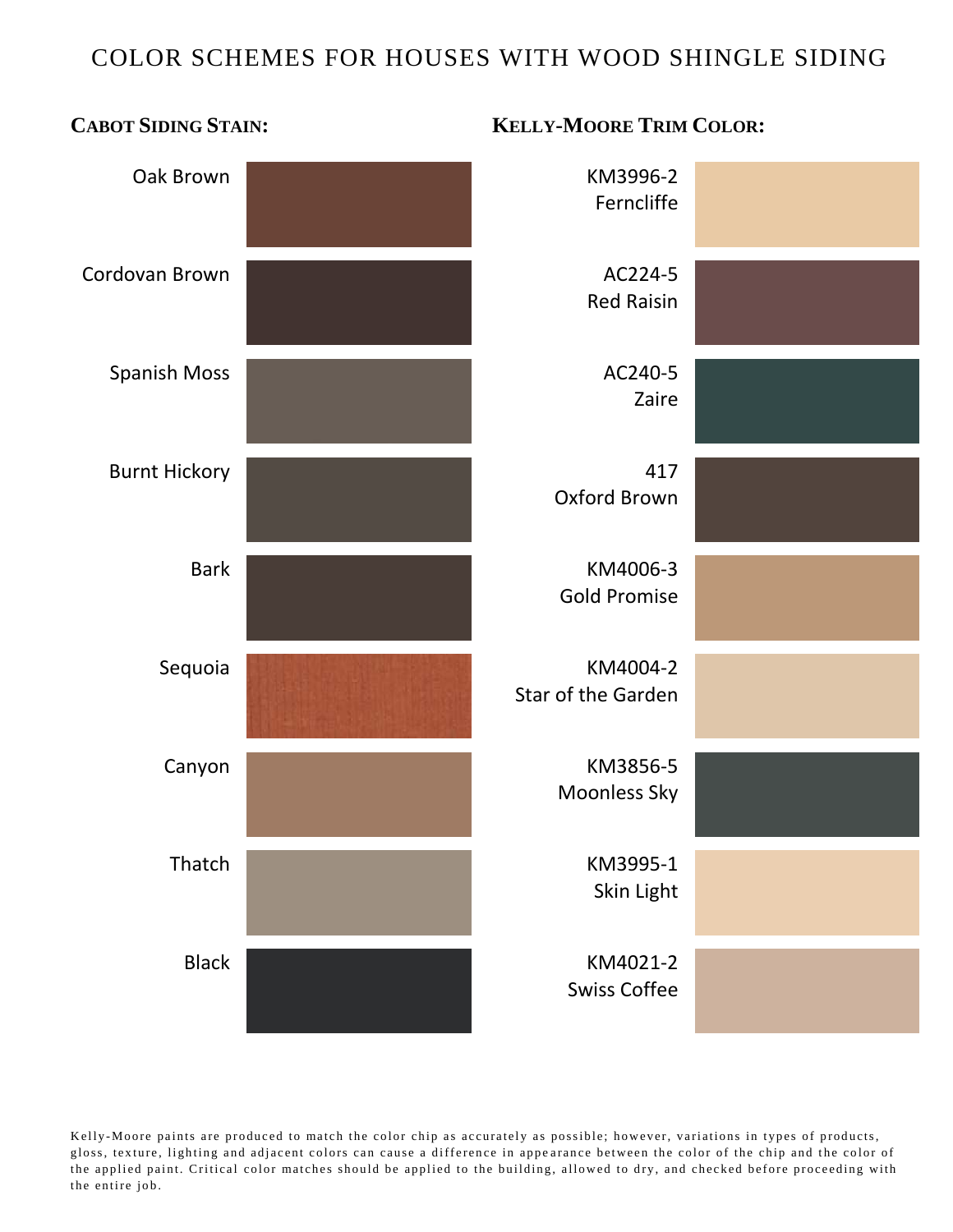# COLOR SCHEMES FOR HOUSES WITH WOOD SHINGLE SIDING

## Cabot Siding Stain:

- Oak Brown
- Cordovan Brown
- Spanish Moss
- Burnt Hickory
- Bark
- Sequoia
- Canyon
- Thatch
- Black

## Kelly-Moore Trim Color:

- KM3996-2 Ferncliffe
- AC224-5 Red Raisin
- AC240-5 Zaire
- 417 Oxford Brown
- KM4006-3 Gold Promise
- KM4004-2 Star of the Garden
- KM3856-5 Moonless Sky
- KM3995-1 Skin Light
- KM4021-2 Swiss Coffee

Kelly-Moore paints are produced to match the color chip as accurately as possible; however, variations in types of products, gloss, texture, lighting and adjacent colors can cause a difference in appearance between the color of the chip and the color of the applied paint. Critical color matches should be applied to the building, allowed to dry, and checked before proceeding with the entire job.